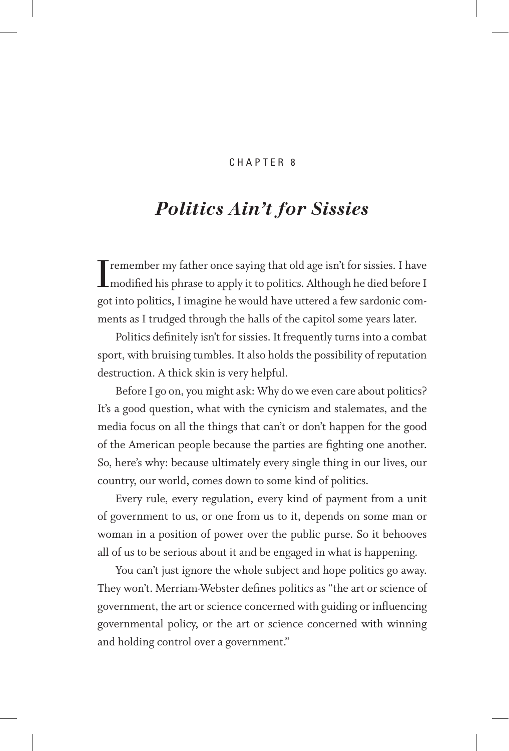CHAPTER 8

# *Politics Ain't for Sissies*

I remember my father once saying that old age isn't for sissies. I have modified his phrase to apply it to politics. Although he died before I got into politics, I imagine he would have uttered a few sardonic comments as I trudged through the halls of the capitol some years later.

Politics definitely isn't for sissies. It frequently turns into a combat sport, with bruising tumbles. It also holds the possibility of reputation destruction. A thick skin is very helpful.

Before I go on, you might ask: Why do we even care about politics? It's a good question, what with the cynicism and stalemates, and the media focus on all the things that can't or don't happen for the good of the American people because the parties are fighting one another. So, here's why: because ultimately every single thing in our lives, our country, our world, comes down to some kind of politics.

Every rule, every regulation, every kind of payment from a unit of government to us, or one from us to it, depends on some man or woman in a position of power over the public purse. So it behooves all of us to be serious about it and be engaged in what is happening.

You can't just ignore the whole subject and hope politics go away. They won't. Merriam-Webster defines politics as "the art or science of government, the art or science concerned with guiding or influencing governmental policy, or the art or science concerned with winning and holding control over a government."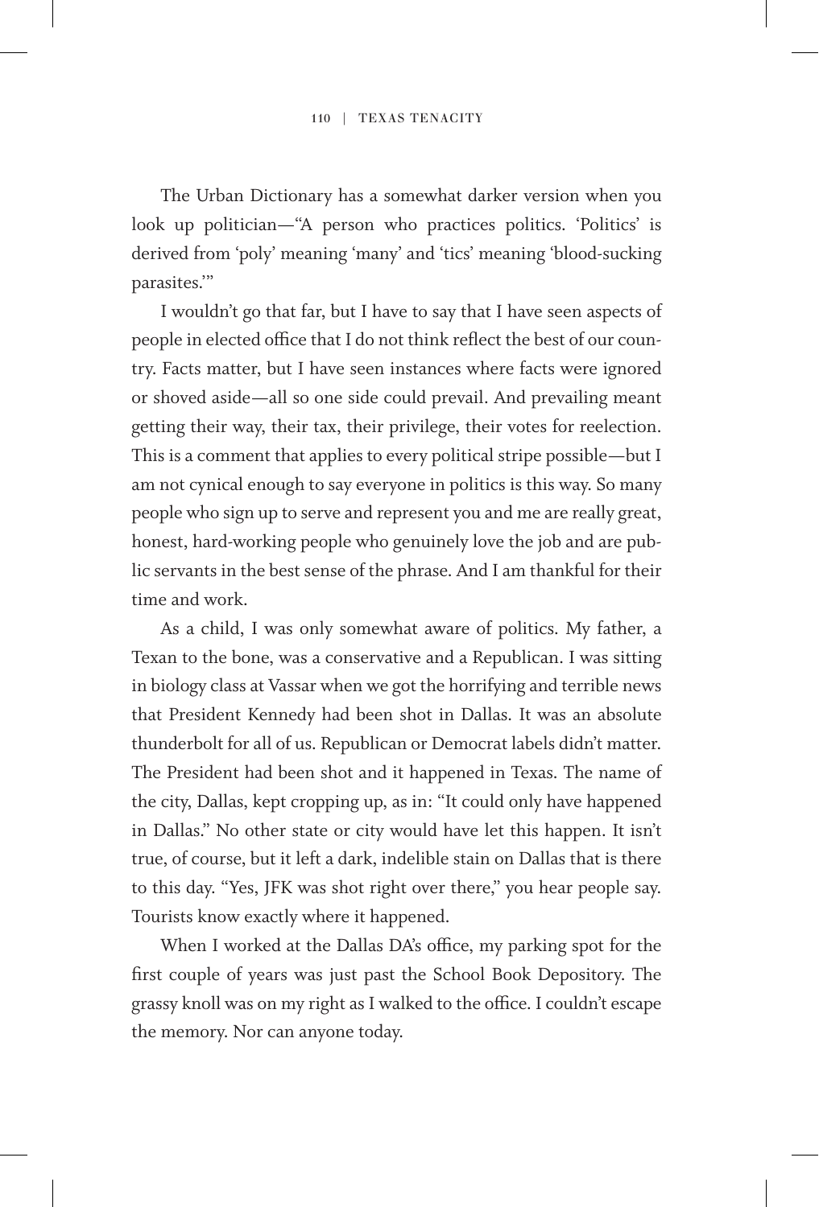The Urban Dictionary has a somewhat darker version when you look up politician—"A person who practices politics. 'Politics' is derived from 'poly' meaning 'many' and 'tics' meaning 'blood-sucking parasites.'"

I wouldn't go that far, but I have to say that I have seen aspects of people in elected office that I do not think reflect the best of our country. Facts matter, but I have seen instances where facts were ignored or shoved aside—all so one side could prevail. And prevailing meant getting their way, their tax, their privilege, their votes for reelection. This is a comment that applies to every political stripe possible—but I am not cynical enough to say everyone in politics is this way. So many people who sign up to serve and represent you and me are really great, honest, hard-working people who genuinely love the job and are public servants in the best sense of the phrase. And I am thankful for their time and work.

As a child, I was only somewhat aware of politics. My father, a Texan to the bone, was a conservative and a Republican. I was sitting in biology class at Vassar when we got the horrifying and terrible news that President Kennedy had been shot in Dallas. It was an absolute thunderbolt for all of us. Republican or Democrat labels didn't matter. The President had been shot and it happened in Texas. The name of the city, Dallas, kept cropping up, as in: "It could only have happened in Dallas." No other state or city would have let this happen. It isn't true, of course, but it left a dark, indelible stain on Dallas that is there to this day. "Yes, JFK was shot right over there," you hear people say. Tourists know exactly where it happened.

When I worked at the Dallas DA's office, my parking spot for the first couple of years was just past the School Book Depository. The grassy knoll was on my right as I walked to the office. I couldn't escape the memory. Nor can anyone today.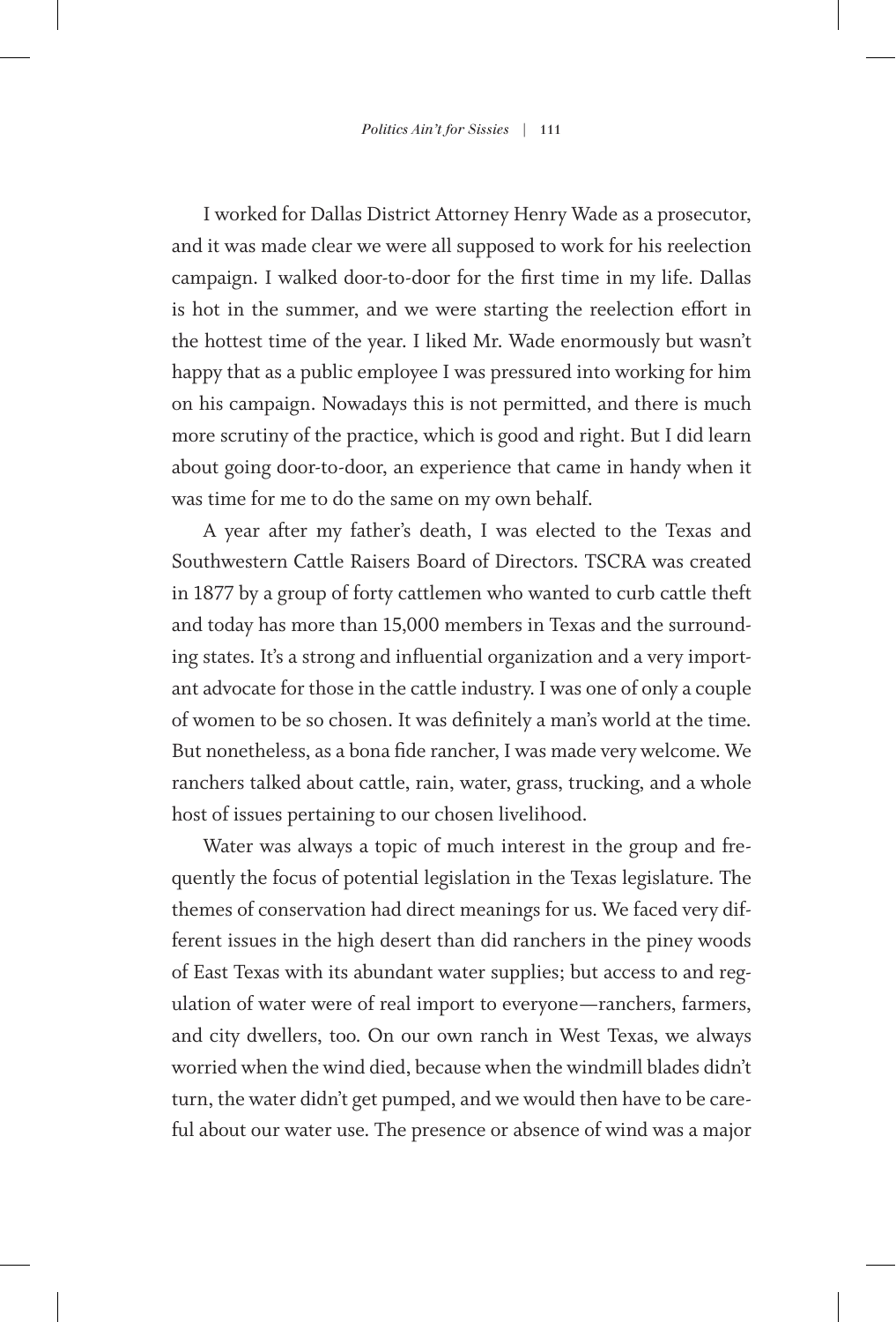I worked for Dallas District Attorney Henry Wade as a prosecutor, and it was made clear we were all supposed to work for his reelection campaign. I walked door-to-door for the first time in my life. Dallas is hot in the summer, and we were starting the reelection effort in the hottest time of the year. I liked Mr. Wade enormously but wasn't happy that as a public employee I was pressured into working for him on his campaign. Nowadays this is not permitted, and there is much more scrutiny of the practice, which is good and right. But I did learn about going door-to-door, an experience that came in handy when it was time for me to do the same on my own behalf.

A year after my father's death, I was elected to the Texas and Southwestern Cattle Raisers Board of Directors. TSCRA was created in 1877 by a group of forty cattlemen who wanted to curb cattle theft and today has more than 15,000 members in Texas and the surrounding states. It's a strong and influential organization and a very important advocate for those in the cattle industry. I was one of only a couple of women to be so chosen. It was definitely a man's world at the time. But nonetheless, as a bona fide rancher, I was made very welcome. We ranchers talked about cattle, rain, water, grass, trucking, and a whole host of issues pertaining to our chosen livelihood.

Water was always a topic of much interest in the group and frequently the focus of potential legislation in the Texas legislature. The themes of conservation had direct meanings for us. We faced very different issues in the high desert than did ranchers in the piney woods of East Texas with its abundant water supplies; but access to and regulation of water were of real import to everyone—ranchers, farmers, and city dwellers, too. On our own ranch in West Texas, we always worried when the wind died, because when the windmill blades didn't turn, the water didn't get pumped, and we would then have to be careful about our water use. The presence or absence of wind was a major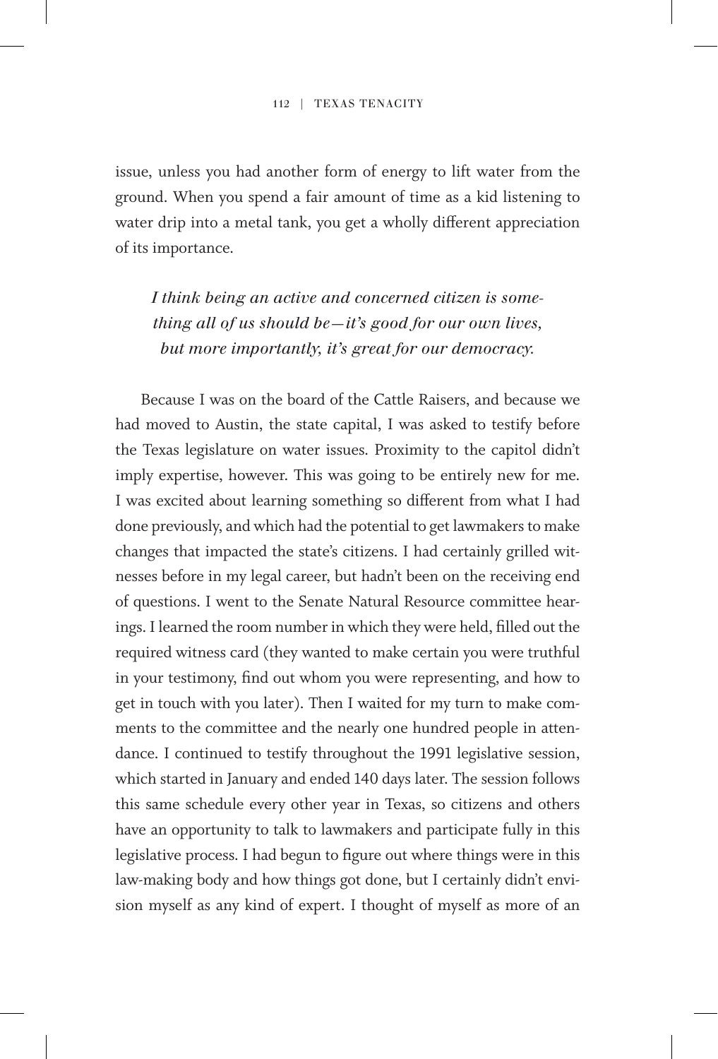issue, unless you had another form of energy to lift water from the ground. When you spend a fair amount of time as a kid listening to water drip into a metal tank, you get a wholly different appreciation of its importance.

*I think being an active and concerned citizen is something all of us should be—it's good for our own lives, but more importantly, it's great for our democracy.*

Because I was on the board of the Cattle Raisers, and because we had moved to Austin, the state capital, I was asked to testify before the Texas legislature on water issues. Proximity to the capitol didn't imply expertise, however. This was going to be entirely new for me. I was excited about learning something so different from what I had done previously, and which had the potential to get lawmakers to make changes that impacted the state's citizens. I had certainly grilled witnesses before in my legal career, but hadn't been on the receiving end of questions. I went to the Senate Natural Resource committee hearings. I learned the room number in which they were held, filled out the required witness card (they wanted to make certain you were truthful in your testimony, find out whom you were representing, and how to get in touch with you later). Then I waited for my turn to make comments to the committee and the nearly one hundred people in attendance. I continued to testify throughout the 1991 legislative session, which started in January and ended 140 days later. The session follows this same schedule every other year in Texas, so citizens and others have an opportunity to talk to lawmakers and participate fully in this legislative process. I had begun to figure out where things were in this law-making body and how things got done, but I certainly didn't envision myself as any kind of expert. I thought of myself as more of an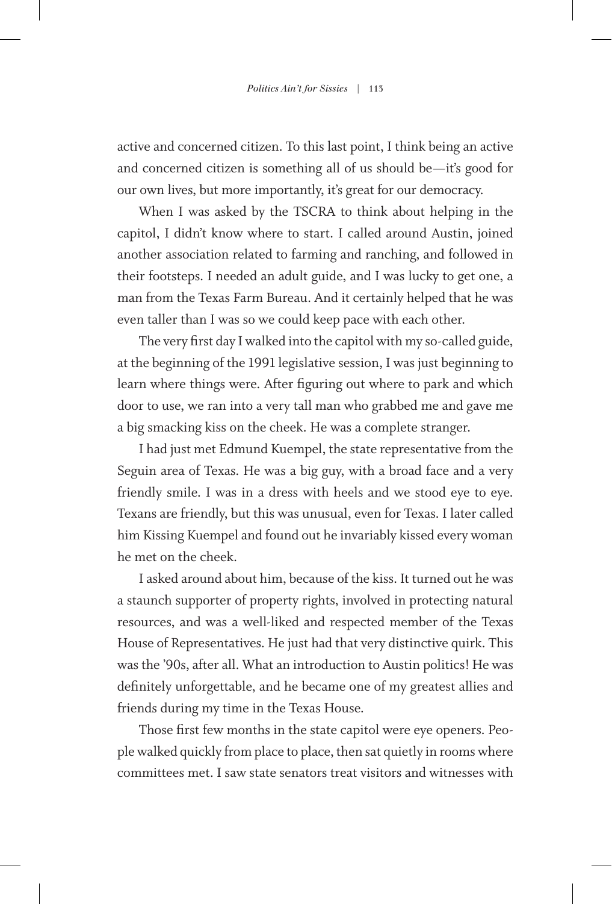active and concerned citizen. To this last point, I think being an active and concerned citizen is something all of us should be—it's good for our own lives, but more importantly, it's great for our democracy.

When I was asked by the TSCRA to think about helping in the capitol, I didn't know where to start. I called around Austin, joined another association related to farming and ranching, and followed in their footsteps. I needed an adult guide, and I was lucky to get one, a man from the Texas Farm Bureau. And it certainly helped that he was even taller than I was so we could keep pace with each other.

The very first day I walked into the capitol with my so-called guide, at the beginning of the 1991 legislative session, I was just beginning to learn where things were. After figuring out where to park and which door to use, we ran into a very tall man who grabbed me and gave me a big smacking kiss on the cheek. He was a complete stranger.

I had just met Edmund Kuempel, the state representative from the Seguin area of Texas. He was a big guy, with a broad face and a very friendly smile. I was in a dress with heels and we stood eye to eye. Texans are friendly, but this was unusual, even for Texas. I later called him Kissing Kuempel and found out he invariably kissed every woman he met on the cheek.

I asked around about him, because of the kiss. It turned out he was a staunch supporter of property rights, involved in protecting natural resources, and was a well-liked and respected member of the Texas House of Representatives. He just had that very distinctive quirk. This was the '90s, after all. What an introduction to Austin politics! He was definitely unforgettable, and he became one of my greatest allies and friends during my time in the Texas House.

Those first few months in the state capitol were eye openers. People walked quickly from place to place, then sat quietly in rooms where committees met. I saw state senators treat visitors and witnesses with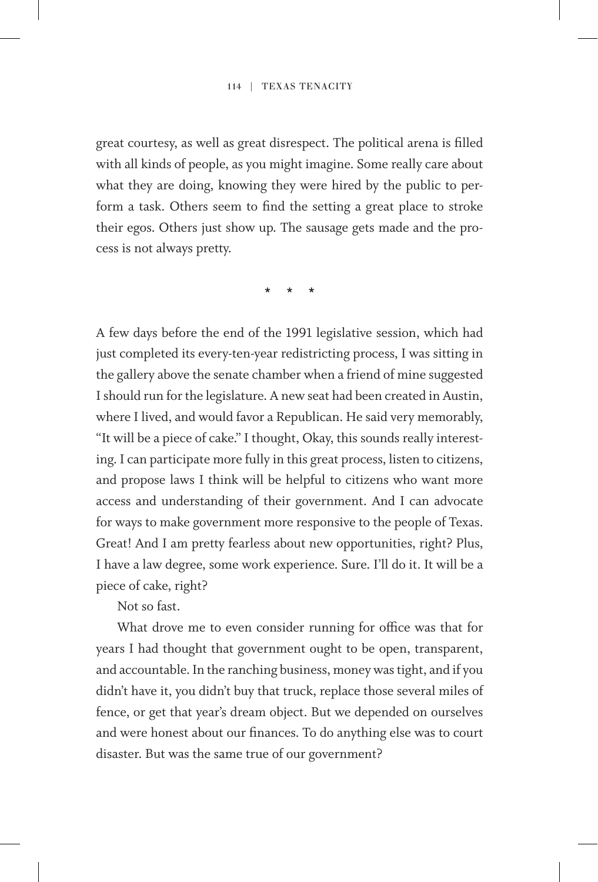great courtesy, as well as great disrespect. The political arena is filled with all kinds of people, as you might imagine. Some really care about what they are doing, knowing they were hired by the public to perform a task. Others seem to find the setting a great place to stroke their egos. Others just show up. The sausage gets made and the process is not always pretty.

\* \* \*

A few days before the end of the 1991 legislative session, which had just completed its every-ten-year redistricting process, I was sitting in the gallery above the senate chamber when a friend of mine suggested I should run for the legislature. A new seat had been created in Austin, where I lived, and would favor a Republican. He said very memorably, "It will be a piece of cake." I thought, Okay, this sounds really interesting. I can participate more fully in this great process, listen to citizens, and propose laws I think will be helpful to citizens who want more access and understanding of their government. And I can advocate for ways to make government more responsive to the people of Texas. Great! And I am pretty fearless about new opportunities, right? Plus, I have a law degree, some work experience. Sure. I'll do it. It will be a piece of cake, right?

Not so fast.

What drove me to even consider running for office was that for years I had thought that government ought to be open, transparent, and accountable. In the ranching business, money was tight, and if you didn't have it, you didn't buy that truck, replace those several miles of fence, or get that year's dream object. But we depended on ourselves and were honest about our finances. To do anything else was to court disaster. But was the same true of our government?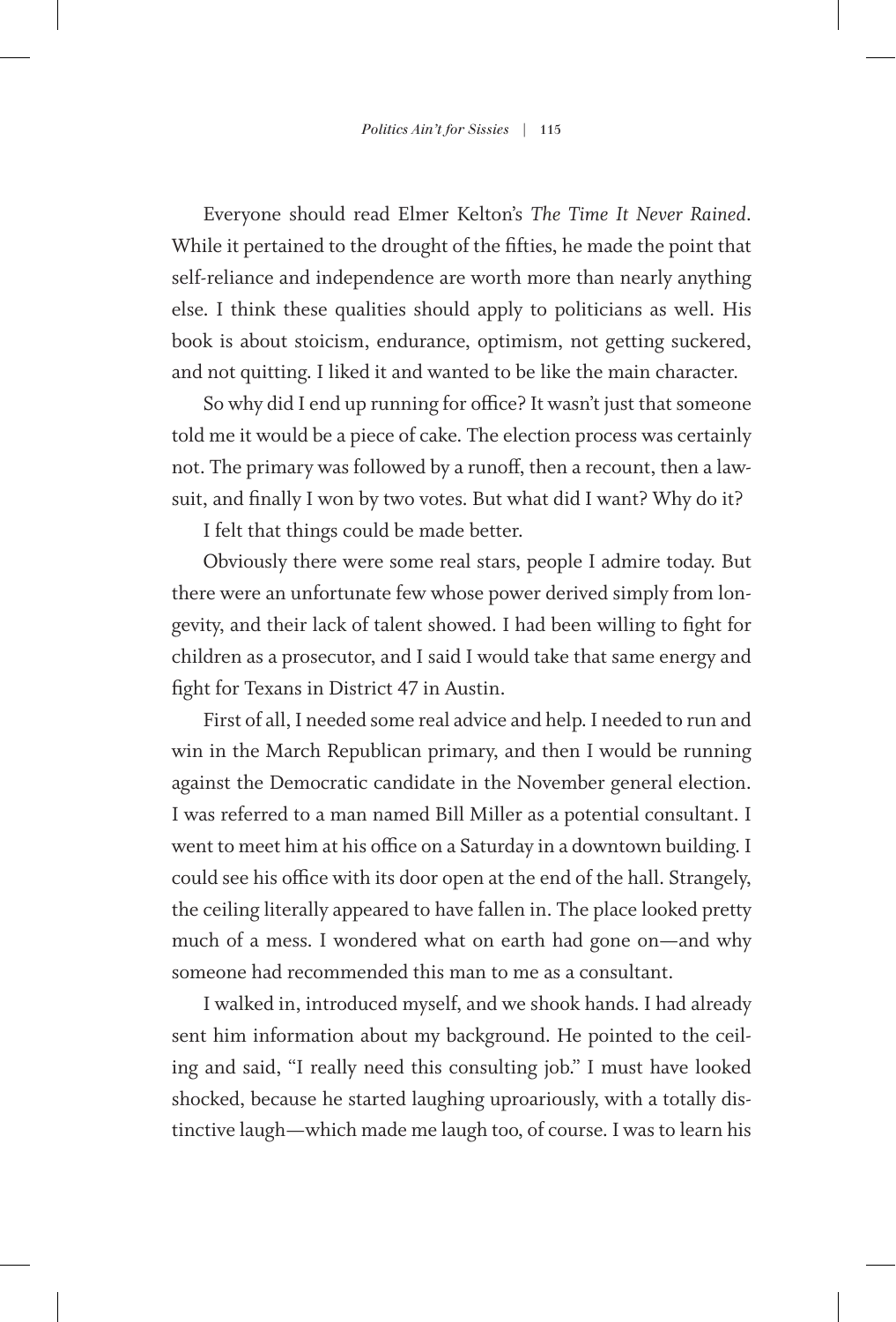Everyone should read Elmer Kelton's *The Time It Never Rained*. While it pertained to the drought of the fifties, he made the point that self-reliance and independence are worth more than nearly anything else. I think these qualities should apply to politicians as well. His book is about stoicism, endurance, optimism, not getting suckered, and not quitting. I liked it and wanted to be like the main character.

So why did I end up running for office? It wasn't just that someone told me it would be a piece of cake. The election process was certainly not. The primary was followed by a runoff, then a recount, then a lawsuit, and finally I won by two votes. But what did I want? Why do it?

I felt that things could be made better.

Obviously there were some real stars, people I admire today. But there were an unfortunate few whose power derived simply from longevity, and their lack of talent showed. I had been willing to fight for children as a prosecutor, and I said I would take that same energy and fight for Texans in District 47 in Austin.

First of all, I needed some real advice and help. I needed to run and win in the March Republican primary, and then I would be running against the Democratic candidate in the November general election. I was referred to a man named Bill Miller as a potential consultant. I went to meet him at his office on a Saturday in a downtown building. I could see his office with its door open at the end of the hall. Strangely, the ceiling literally appeared to have fallen in. The place looked pretty much of a mess. I wondered what on earth had gone on—and why someone had recommended this man to me as a consultant.

I walked in, introduced myself, and we shook hands. I had already sent him information about my background. He pointed to the ceiling and said, "I really need this consulting job." I must have looked shocked, because he started laughing uproariously, with a totally distinctive laugh—which made me laugh too, of course. I was to learn his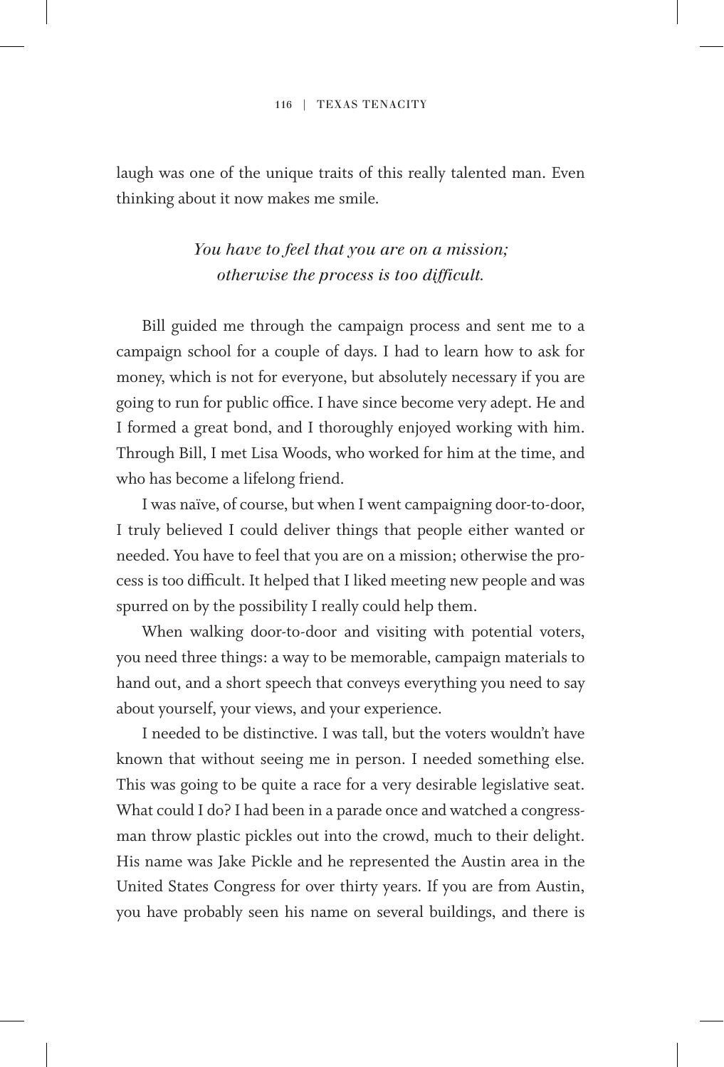laugh was one of the unique traits of this really talented man. Even thinking about it now makes me smile.

*You have to feel that you are on a mission; otherwise the process is too difficult.*

Bill guided me through the campaign process and sent me to a campaign school for a couple of days. I had to learn how to ask for money, which is not for everyone, but absolutely necessary if you are going to run for public office. I have since become very adept. He and I formed a great bond, and I thoroughly enjoyed working with him. Through Bill, I met Lisa Woods, who worked for him at the time, and who has become a lifelong friend.

I was naïve, of course, but when I went campaigning door-to-door, I truly believed I could deliver things that people either wanted or needed. You have to feel that you are on a mission; otherwise the process is too difficult. It helped that I liked meeting new people and was spurred on by the possibility I really could help them.

When walking door-to-door and visiting with potential voters, you need three things: a way to be memorable, campaign materials to hand out, and a short speech that conveys everything you need to say about yourself, your views, and your experience.

I needed to be distinctive. I was tall, but the voters wouldn't have known that without seeing me in person. I needed something else. This was going to be quite a race for a very desirable legislative seat. What could I do? I had been in a parade once and watched a congressman throw plastic pickles out into the crowd, much to their delight. His name was Jake Pickle and he represented the Austin area in the United States Congress for over thirty years. If you are from Austin, you have probably seen his name on several buildings, and there is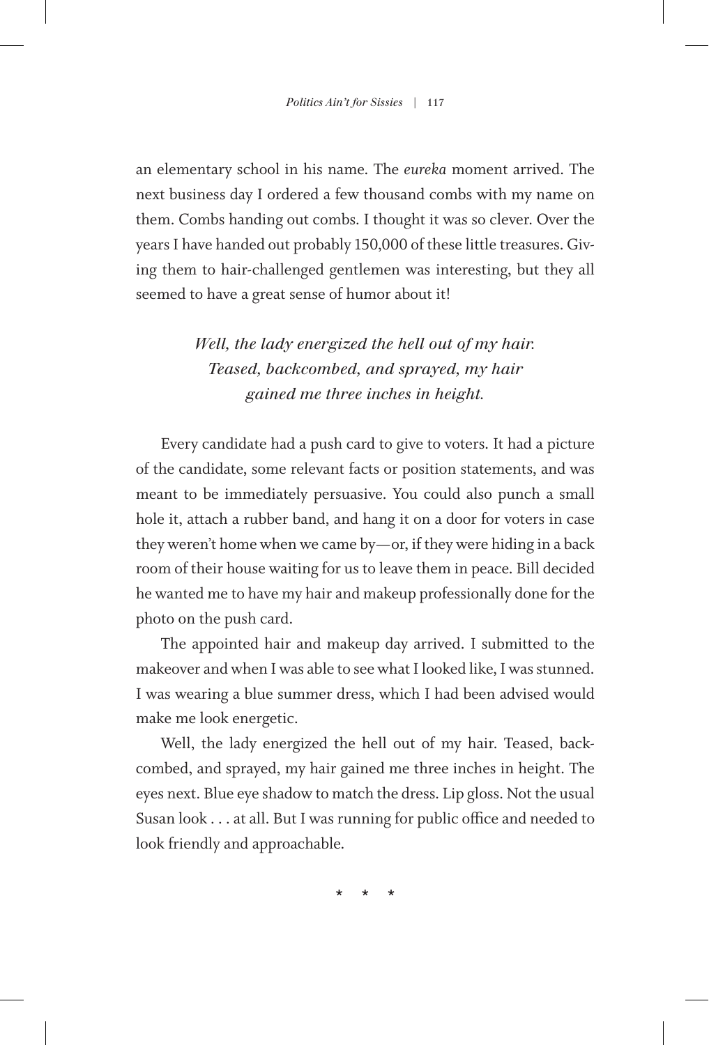an elementary school in his name. The *eureka* moment arrived. The next business day I ordered a few thousand combs with my name on them. Combs handing out combs. I thought it was so clever. Over the years I have handed out probably 150,000 of these little treasures. Giving them to hair-challenged gentlemen was interesting, but they all seemed to have a great sense of humor about it!

> *Well, the lady energized the hell out of my hair. Teased, backcombed, and sprayed, my hair gained me three inches in height.*

Every candidate had a push card to give to voters. It had a picture of the candidate, some relevant facts or position statements, and was meant to be immediately persuasive. You could also punch a small hole it, attach a rubber band, and hang it on a door for voters in case they weren't home when we came by—or, if they were hiding in a back room of their house waiting for us to leave them in peace. Bill decided he wanted me to have my hair and makeup professionally done for the photo on the push card.

The appointed hair and makeup day arrived. I submitted to the makeover and when I was able to see what I looked like, I was stunned. I was wearing a blue summer dress, which I had been advised would make me look energetic.

Well, the lady energized the hell out of my hair. Teased, backcombed, and sprayed, my hair gained me three inches in height. The eyes next. Blue eye shadow to match the dress. Lip gloss. Not the usual Susan look . . . at all. But I was running for public office and needed to look friendly and approachable.

\* \* \*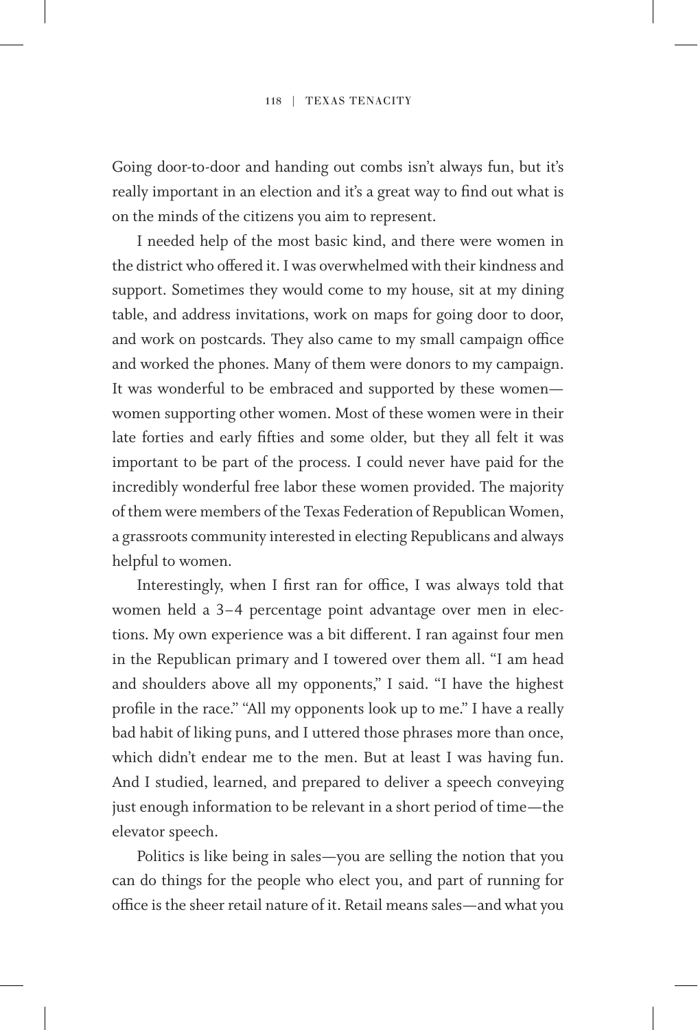Going door-to-door and handing out combs isn't always fun, but it's really important in an election and it's a great way to find out what is on the minds of the citizens you aim to represent.

I needed help of the most basic kind, and there were women in the district who offered it. I was overwhelmed with their kindness and support. Sometimes they would come to my house, sit at my dining table, and address invitations, work on maps for going door to door, and work on postcards. They also came to my small campaign office and worked the phones. Many of them were donors to my campaign. It was wonderful to be embraced and supported by these women—women supporting other women. Most of these women were in their late forties and early fifties and some older, but they all felt it was important to be part of the process. I could never have paid for the incredibly wonderful free labor these women provided. The majority of them were members of the Texas Federation of Republican Women, a grassroots community interested in electing Republicans and always helpful to women.

Interestingly, when I first ran for office, I was always told that women held a 3–4 percentage point advantage over men in elections. My own experience was a bit different. I ran against four men in the Republican primary and I towered over them all. "I am head and shoulders above all my opponents," I said. "I have the highest profile in the race." "All my opponents look up to me." I have a really bad habit of liking puns, and I uttered those phrases more than once, which didn't endear me to the men. But at least I was having fun. And I studied, learned, and prepared to deliver a speech conveying just enough information to be relevant in a short period of time—the elevator speech.

Politics is like being in sales—you are selling the notion that you can do things for the people who elect you, and part of running for office is the sheer retail nature of it. Retail means sales—and what you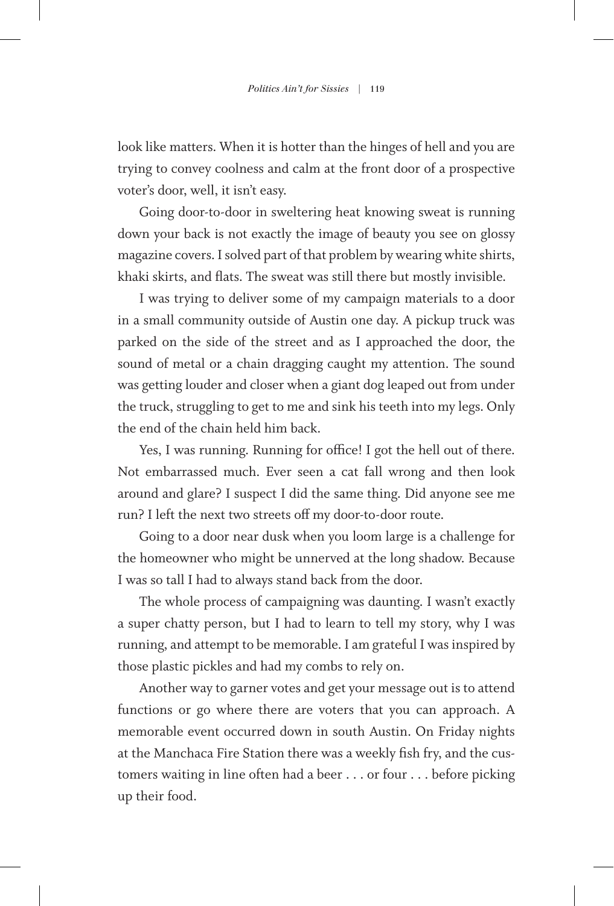look like matters. When it is hotter than the hinges of hell and you are trying to convey coolness and calm at the front door of a prospective voter's door, well, it isn't easy.

Going door-to-door in sweltering heat knowing sweat is running down your back is not exactly the image of beauty you see on glossy magazine covers. I solved part of that problem by wearing white shirts, khaki skirts, and flats. The sweat was still there but mostly invisible.

I was trying to deliver some of my campaign materials to a door in a small community outside of Austin one day. A pickup truck was parked on the side of the street and as I approached the door, the sound of metal or a chain dragging caught my attention. The sound was getting louder and closer when a giant dog leaped out from under the truck, struggling to get to me and sink his teeth into my legs. Only the end of the chain held him back.

Yes, I was running. Running for office! I got the hell out of there. Not embarrassed much. Ever seen a cat fall wrong and then look around and glare? I suspect I did the same thing. Did anyone see me run? I left the next two streets off my door-to-door route.

Going to a door near dusk when you loom large is a challenge for the homeowner who might be unnerved at the long shadow. Because I was so tall I had to always stand back from the door.

The whole process of campaigning was daunting. I wasn't exactly a super chatty person, but I had to learn to tell my story, why I was running, and attempt to be memorable. I am grateful I was inspired by those plastic pickles and had my combs to rely on.

Another way to garner votes and get your message out is to attend functions or go where there are voters that you can approach. A memorable event occurred down in south Austin. On Friday nights at the Manchaca Fire Station there was a weekly fish fry, and the customers waiting in line often had a beer . . . or four . . . before picking up their food.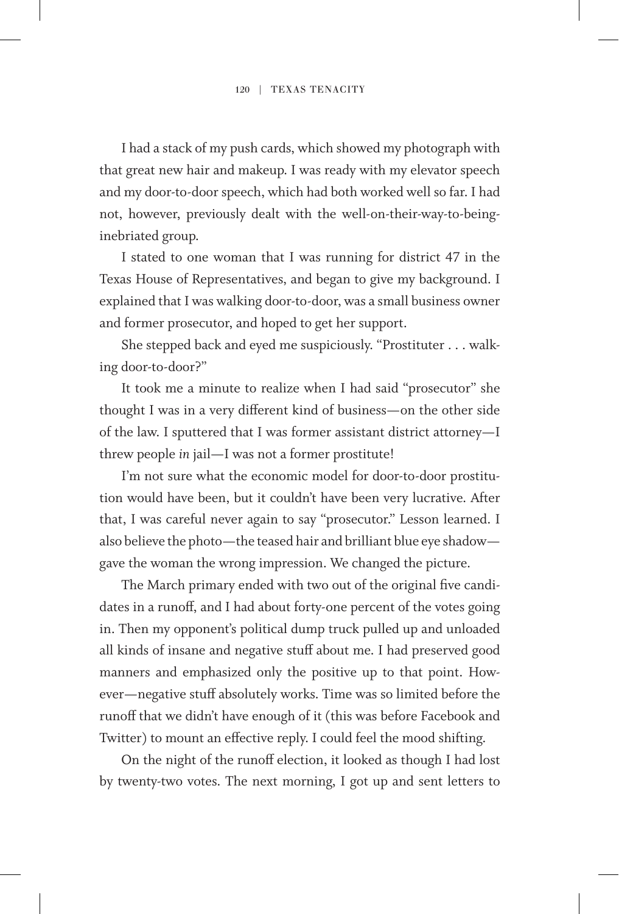I had a stack of my push cards, which showed my photograph with that great new hair and makeup. I was ready with my elevator speech and my door-to-door speech, which had both worked well so far. I had not, however, previously dealt with the well-on-their-way-to-being-inebriated group.

I stated to one woman that I was running for district 47 in the Texas House of Representatives, and began to give my background. I explained that I was walking door-to-door, was a small business owner and former prosecutor, and hoped to get her support.

She stepped back and eyed me suspiciously. "Prostituter . . . walking door-to-door?"

It took me a minute to realize when I had said "prosecutor" she thought I was in a very different kind of business—on the other side of the law. I sputtered that I was former assistant district attorney—I threw people *in* jail—I was not a former prostitute!

I'm not sure what the economic model for door-to-door prostitution would have been, but it couldn't have been very lucrative. After that, I was careful never again to say "prosecutor." Lesson learned. I also believe the photo—the teased hair and brilliant blue eye shadow—gave the woman the wrong impression. We changed the picture.

The March primary ended with two out of the original five candidates in a runoff, and I had about forty-one percent of the votes going in. Then my opponent's political dump truck pulled up and unloaded all kinds of insane and negative stuff about me. I had preserved good manners and emphasized only the positive up to that point. However—negative stuff absolutely works. Time was so limited before the runoff that we didn't have enough of it (this was before Facebook and Twitter) to mount an effective reply. I could feel the mood shifting.

On the night of the runoff election, it looked as though I had lost by twenty-two votes. The next morning, I got up and sent letters to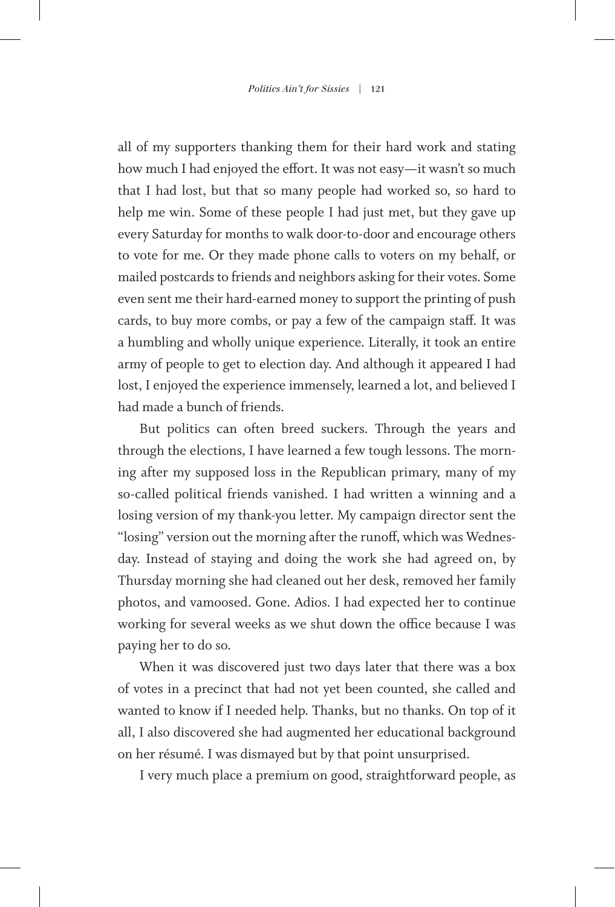all of my supporters thanking them for their hard work and stating how much I had enjoyed the effort. It was not easy—it wasn't so much that I had lost, but that so many people had worked so, so hard to help me win. Some of these people I had just met, but they gave up every Saturday for months to walk door-to-door and encourage others to vote for me. Or they made phone calls to voters on my behalf, or mailed postcards to friends and neighbors asking for their votes. Some even sent me their hard-earned money to support the printing of push cards, to buy more combs, or pay a few of the campaign staff. It was a humbling and wholly unique experience. Literally, it took an entire army of people to get to election day. And although it appeared I had lost, I enjoyed the experience immensely, learned a lot, and believed I had made a bunch of friends.

But politics can often breed suckers. Through the years and through the elections, I have learned a few tough lessons. The morning after my supposed loss in the Republican primary, many of my so-called political friends vanished. I had written a winning and a losing version of my thank-you letter. My campaign director sent the "losing" version out the morning after the runoff, which was Wednesday. Instead of staying and doing the work she had agreed on, by Thursday morning she had cleaned out her desk, removed her family photos, and vamoosed. Gone. Adios. I had expected her to continue working for several weeks as we shut down the office because I was paying her to do so.

When it was discovered just two days later that there was a box of votes in a precinct that had not yet been counted, she called and wanted to know if I needed help. Thanks, but no thanks. On top of it all, I also discovered she had augmented her educational background on her résumé. I was dismayed but by that point unsurprised.

I very much place a premium on good, straightforward people, as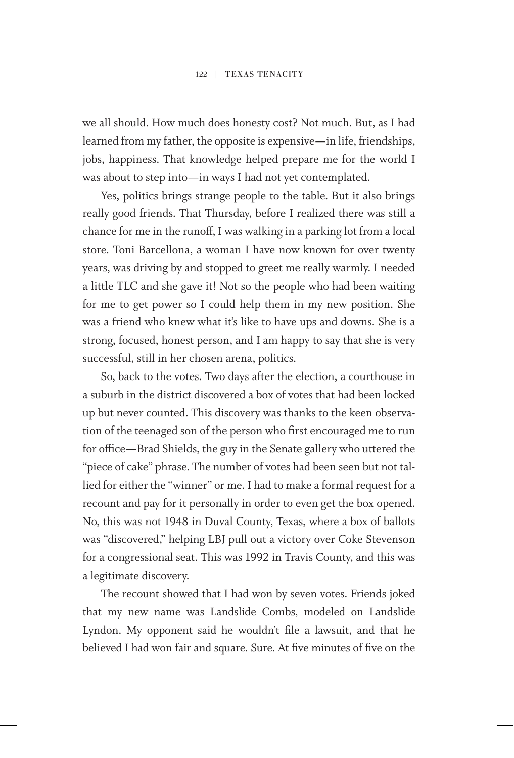we all should. How much does honesty cost? Not much. But, as I had learned from my father, the opposite is expensive—in life, friendships, jobs, happiness. That knowledge helped prepare me for the world I was about to step into—in ways I had not yet contemplated.

Yes, politics brings strange people to the table. But it also brings really good friends. That Thursday, before I realized there was still a chance for me in the runoff, I was walking in a parking lot from a local store. Toni Barcellona, a woman I have now known for over twenty years, was driving by and stopped to greet me really warmly. I needed a little TLC and she gave it! Not so the people who had been waiting for me to get power so I could help them in my new position. She was a friend who knew what it's like to have ups and downs. She is a strong, focused, honest person, and I am happy to say that she is very successful, still in her chosen arena, politics.

So, back to the votes. Two days after the election, a courthouse in a suburb in the district discovered a box of votes that had been locked up but never counted. This discovery was thanks to the keen observation of the teenaged son of the person who first encouraged me to run for office—Brad Shields, the guy in the Senate gallery who uttered the "piece of cake" phrase. The number of votes had been seen but not tallied for either the "winner" or me. I had to make a formal request for a recount and pay for it personally in order to even get the box opened. No, this was not 1948 in Duval County, Texas, where a box of ballots was "discovered," helping LBJ pull out a victory over Coke Stevenson for a congressional seat. This was 1992 in Travis County, and this was a legitimate discovery.

The recount showed that I had won by seven votes. Friends joked that my new name was Landslide Combs, modeled on Landslide Lyndon. My opponent said he wouldn't file a lawsuit, and that he believed I had won fair and square. Sure. At five minutes of five on the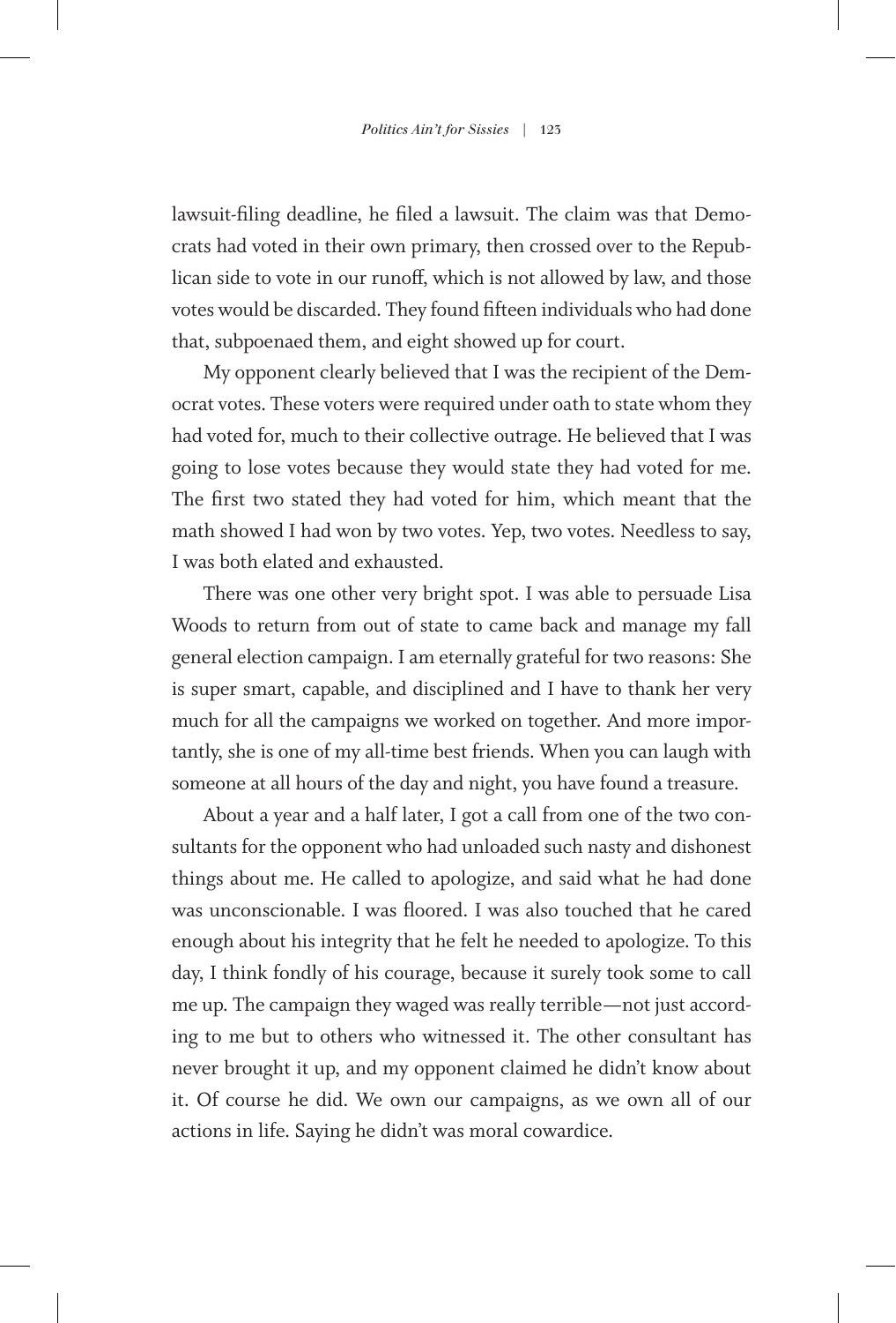lawsuit-filing deadline, he filed a lawsuit. The claim was that Democrats had voted in their own primary, then crossed over to the Republican side to vote in our runoff, which is not allowed by law, and those votes would be discarded. They found fifteen individuals who had done that, subpoenaed them, and eight showed up for court.

My opponent clearly believed that I was the recipient of the Democrat votes. These voters were required under oath to state whom they had voted for, much to their collective outrage. He believed that I was going to lose votes because they would state they had voted for me. The first two stated they had voted for him, which meant that the math showed I had won by two votes. Yep, two votes. Needless to say, I was both elated and exhausted.

There was one other very bright spot. I was able to persuade Lisa Woods to return from out of state to came back and manage my fall general election campaign. I am eternally grateful for two reasons: She is super smart, capable, and disciplined and I have to thank her very much for all the campaigns we worked on together. And more importantly, she is one of my all-time best friends. When you can laugh with someone at all hours of the day and night, you have found a treasure.

About a year and a half later, I got a call from one of the two consultants for the opponent who had unloaded such nasty and dishonest things about me. He called to apologize, and said what he had done was unconscionable. I was floored. I was also touched that he cared enough about his integrity that he felt he needed to apologize. To this day, I think fondly of his courage, because it surely took some to call me up. The campaign they waged was really terrible—not just according to me but to others who witnessed it. The other consultant has never brought it up, and my opponent claimed he didn't know about it. Of course he did. We own our campaigns, as we own all of our actions in life. Saying he didn't was moral cowardice.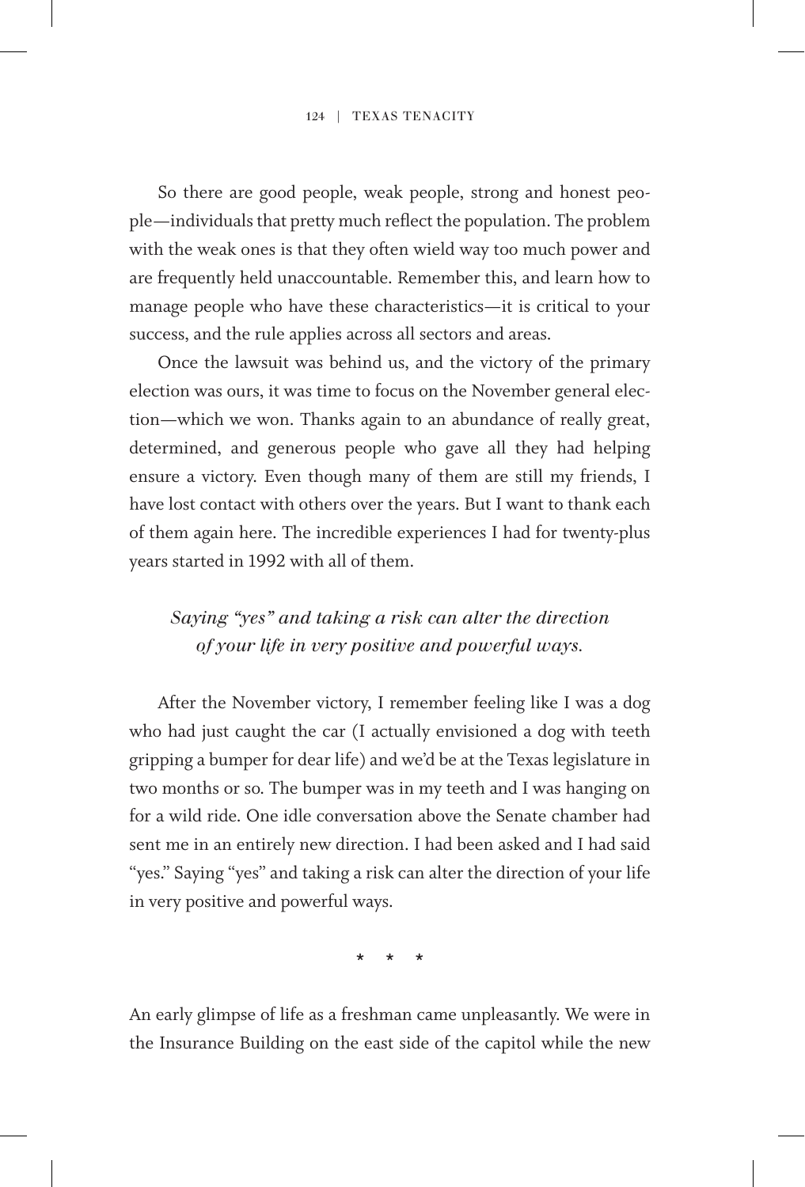So there are good people, weak people, strong and honest people—individuals that pretty much reflect the population. The problem with the weak ones is that they often wield way too much power and are frequently held unaccountable. Remember this, and learn how to manage people who have these characteristics—it is critical to your success, and the rule applies across all sectors and areas.

Once the lawsuit was behind us, and the victory of the primary election was ours, it was time to focus on the November general election—which we won. Thanks again to an abundance of really great, determined, and generous people who gave all they had helping ensure a victory. Even though many of them are still my friends, I have lost contact with others over the years. But I want to thank each of them again here. The incredible experiences I had for twenty-plus years started in 1992 with all of them.

*Saying "yes" and taking a risk can alter the direction of your life in very positive and powerful ways.*

After the November victory, I remember feeling like I was a dog who had just caught the car (I actually envisioned a dog with teeth gripping a bumper for dear life) and we'd be at the Texas legislature in two months or so. The bumper was in my teeth and I was hanging on for a wild ride. One idle conversation above the Senate chamber had sent me in an entirely new direction. I had been asked and I had said "yes." Saying "yes" and taking a risk can alter the direction of your life in very positive and powerful ways.

\* \* \*

An early glimpse of life as a freshman came unpleasantly. We were in the Insurance Building on the east side of the capitol while the new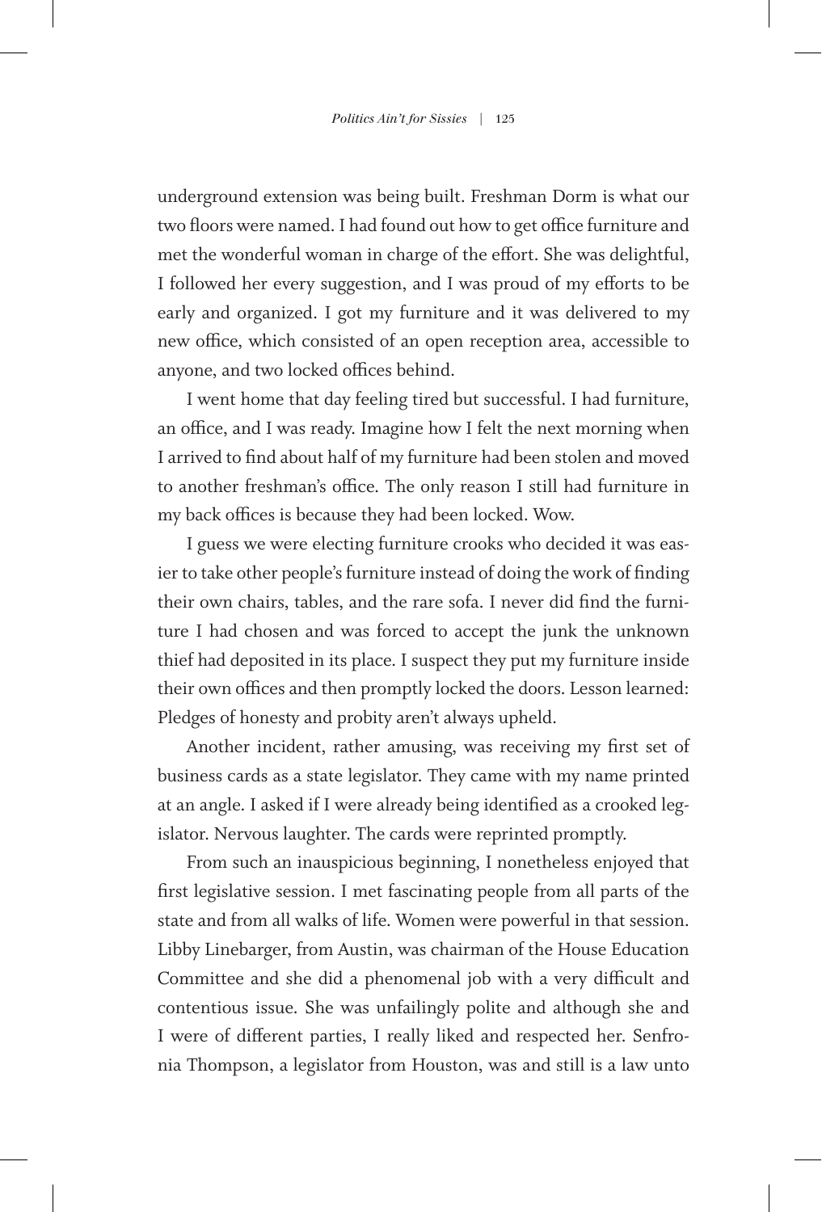underground extension was being built. Freshman Dorm is what our two floors were named. I had found out how to get office furniture and met the wonderful woman in charge of the effort. She was delightful, I followed her every suggestion, and I was proud of my efforts to be early and organized. I got my furniture and it was delivered to my new office, which consisted of an open reception area, accessible to anyone, and two locked offices behind.

I went home that day feeling tired but successful. I had furniture, an office, and I was ready. Imagine how I felt the next morning when I arrived to find about half of my furniture had been stolen and moved to another freshman's office. The only reason I still had furniture in my back offices is because they had been locked. Wow.

I guess we were electing furniture crooks who decided it was easier to take other people's furniture instead of doing the work of finding their own chairs, tables, and the rare sofa. I never did find the furniture I had chosen and was forced to accept the junk the unknown thief had deposited in its place. I suspect they put my furniture inside their own offices and then promptly locked the doors. Lesson learned: Pledges of honesty and probity aren't always upheld.

Another incident, rather amusing, was receiving my first set of business cards as a state legislator. They came with my name printed at an angle. I asked if I were already being identified as a crooked legislator. Nervous laughter. The cards were reprinted promptly.

From such an inauspicious beginning, I nonetheless enjoyed that first legislative session. I met fascinating people from all parts of the state and from all walks of life. Women were powerful in that session. Libby Linebarger, from Austin, was chairman of the House Education Committee and she did a phenomenal job with a very difficult and contentious issue. She was unfailingly polite and although she and I were of different parties, I really liked and respected her. Senfronia Thompson, a legislator from Houston, was and still is a law unto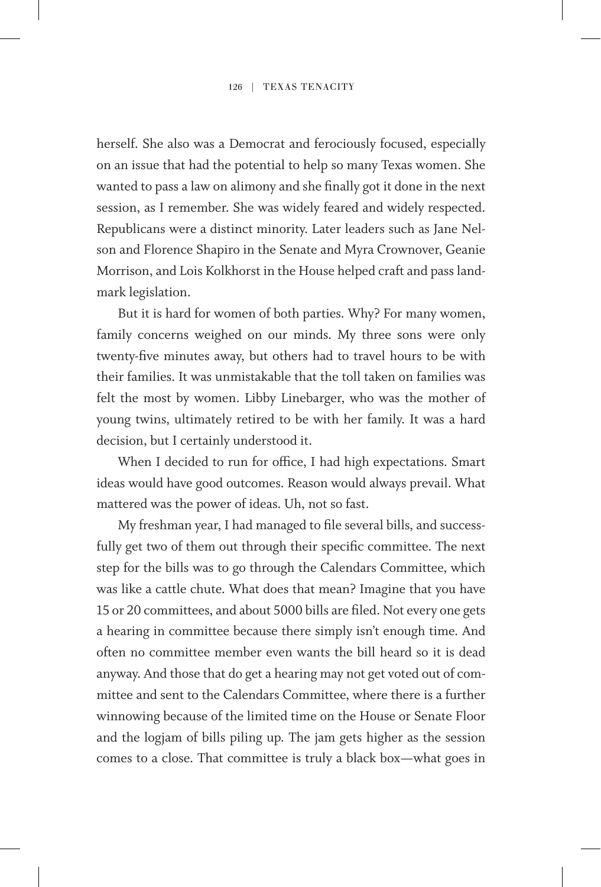herself. She also was a Democrat and ferociously focused, especially on an issue that had the potential to help so many Texas women. She wanted to pass a law on alimony and she finally got it done in the next session, as I remember. She was widely feared and widely respected. Republicans were a distinct minority. Later leaders such as Jane Nelson and Florence Shapiro in the Senate and Myra Crownover, Geanie Morrison, and Lois Kolkhorst in the House helped craft and pass landmark legislation.

But it is hard for women of both parties. Why? For many women, family concerns weighed on our minds. My three sons were only twenty-five minutes away, but others had to travel hours to be with their families. It was unmistakable that the toll taken on families was felt the most by women. Libby Linebarger, who was the mother of young twins, ultimately retired to be with her family. It was a hard decision, but I certainly understood it.

When I decided to run for office, I had high expectations. Smart ideas would have good outcomes. Reason would always prevail. What mattered was the power of ideas. Uh, not so fast.

My freshman year, I had managed to file several bills, and successfully get two of them out through their specific committee. The next step for the bills was to go through the Calendars Committee, which was like a cattle chute. What does that mean? Imagine that you have 15 or 20 committees, and about 5000 bills are filed. Not every one gets a hearing in committee because there simply isn't enough time. And often no committee member even wants the bill heard so it is dead anyway. And those that do get a hearing may not get voted out of committee and sent to the Calendars Committee, where there is a further winnowing because of the limited time on the House or Senate Floor and the logjam of bills piling up. The jam gets higher as the session comes to a close. That committee is truly a black box—what goes in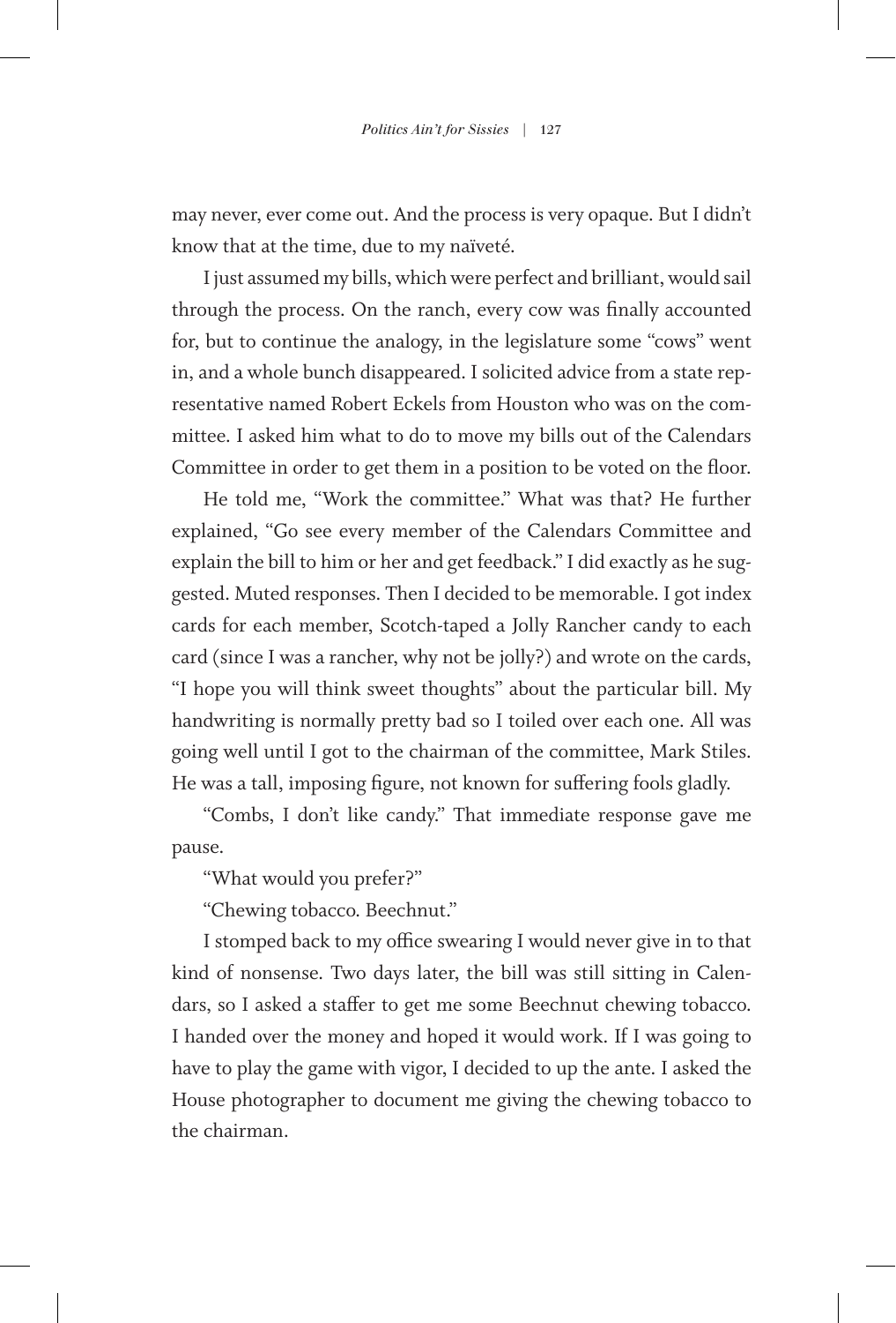may never, ever come out. And the process is very opaque. But I didn't know that at the time, due to my naïveté.

I just assumed my bills, which were perfect and brilliant, would sail through the process. On the ranch, every cow was finally accounted for, but to continue the analogy, in the legislature some "cows" went in, and a whole bunch disappeared. I solicited advice from a state representative named Robert Eckels from Houston who was on the committee. I asked him what to do to move my bills out of the Calendars Committee in order to get them in a position to be voted on the floor.

He told me, "Work the committee." What was that? He further explained, "Go see every member of the Calendars Committee and explain the bill to him or her and get feedback." I did exactly as he suggested. Muted responses. Then I decided to be memorable. I got index cards for each member, Scotch-taped a Jolly Rancher candy to each card (since I was a rancher, why not be jolly?) and wrote on the cards, "I hope you will think sweet thoughts" about the particular bill. My handwriting is normally pretty bad so I toiled over each one. All was going well until I got to the chairman of the committee, Mark Stiles. He was a tall, imposing figure, not known for suffering fools gladly.

"Combs, I don't like candy." That immediate response gave me pause.

"What would you prefer?"

"Chewing tobacco. Beechnut."

I stomped back to my office swearing I would never give in to that kind of nonsense. Two days later, the bill was still sitting in Calendars, so I asked a staffer to get me some Beechnut chewing tobacco. I handed over the money and hoped it would work. If I was going to have to play the game with vigor, I decided to up the ante. I asked the House photographer to document me giving the chewing tobacco to the chairman.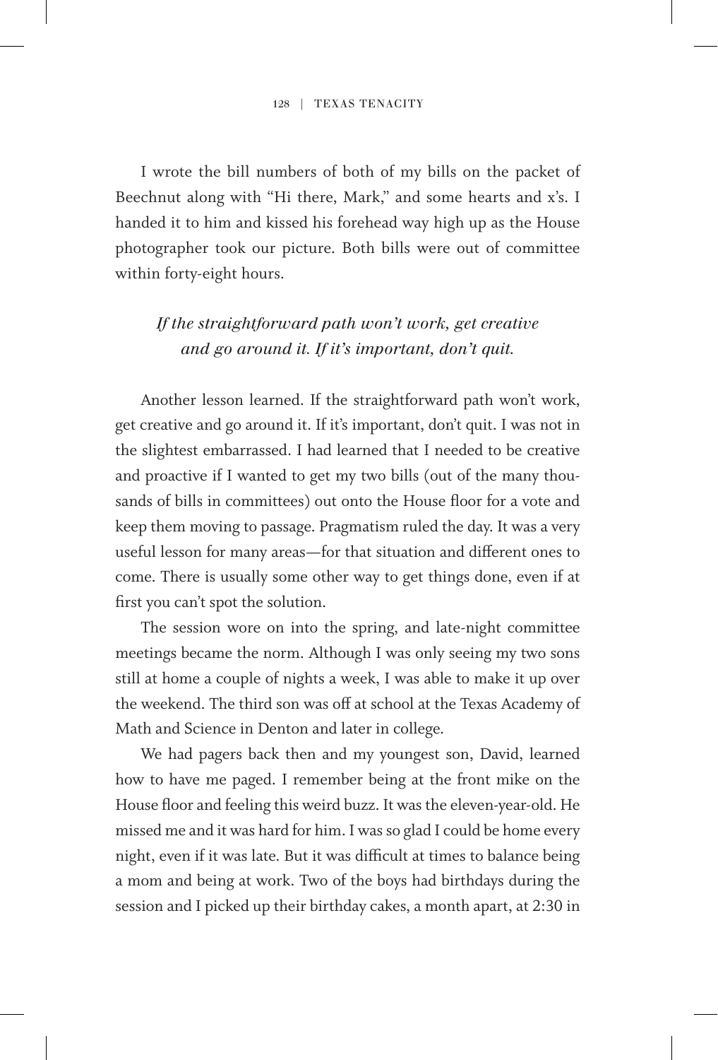I wrote the bill numbers of both of my bills on the packet of Beechnut along with "Hi there, Mark," and some hearts and x's. I handed it to him and kissed his forehead way high up as the House photographer took our picture. Both bills were out of committee within forty-eight hours.

*If the straightforward path won't work, get creative and go around it. If it's important, don't quit.*

Another lesson learned. If the straightforward path won't work, get creative and go around it. If it's important, don't quit. I was not in the slightest embarrassed. I had learned that I needed to be creative and proactive if I wanted to get my two bills (out of the many thousands of bills in committees) out onto the House floor for a vote and keep them moving to passage. Pragmatism ruled the day. It was a very useful lesson for many areas—for that situation and different ones to come. There is usually some other way to get things done, even if at first you can't spot the solution.

The session wore on into the spring, and late-night committee meetings became the norm. Although I was only seeing my two sons still at home a couple of nights a week, I was able to make it up over the weekend. The third son was off at school at the Texas Academy of Math and Science in Denton and later in college.

We had pagers back then and my youngest son, David, learned how to have me paged. I remember being at the front mike on the House floor and feeling this weird buzz. It was the eleven-year-old. He missed me and it was hard for him. I was so glad I could be home every night, even if it was late. But it was difficult at times to balance being a mom and being at work. Two of the boys had birthdays during the session and I picked up their birthday cakes, a month apart, at 2:30 in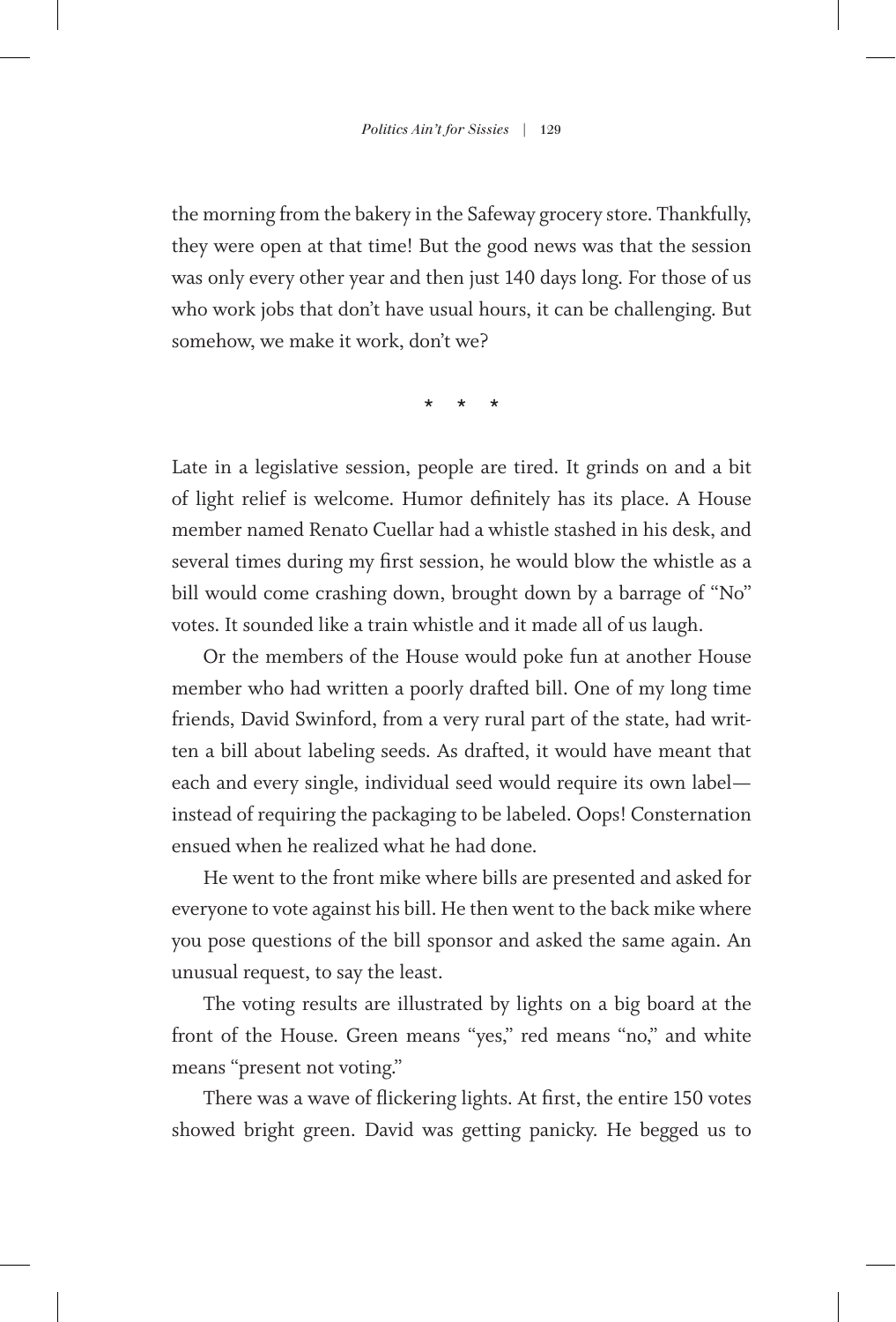the morning from the bakery in the Safeway grocery store. Thankfully, they were open at that time! But the good news was that the session was only every other year and then just 140 days long. For those of us who work jobs that don't have usual hours, it can be challenging. But somehow, we make it work, don't we?

\* \* \*

Late in a legislative session, people are tired. It grinds on and a bit of light relief is welcome. Humor definitely has its place. A House member named Renato Cuellar had a whistle stashed in his desk, and several times during my first session, he would blow the whistle as a bill would come crashing down, brought down by a barrage of "No" votes. It sounded like a train whistle and it made all of us laugh.

Or the members of the House would poke fun at another House member who had written a poorly drafted bill. One of my long time friends, David Swinford, from a very rural part of the state, had written a bill about labeling seeds. As drafted, it would have meant that each and every single, individual seed would require its own label—instead of requiring the packaging to be labeled. Oops! Consternation ensued when he realized what he had done.

He went to the front mike where bills are presented and asked for everyone to vote against his bill. He then went to the back mike where you pose questions of the bill sponsor and asked the same again. An unusual request, to say the least.

The voting results are illustrated by lights on a big board at the front of the House. Green means "yes," red means "no," and white means "present not voting."

There was a wave of flickering lights. At first, the entire 150 votes showed bright green. David was getting panicky. He begged us to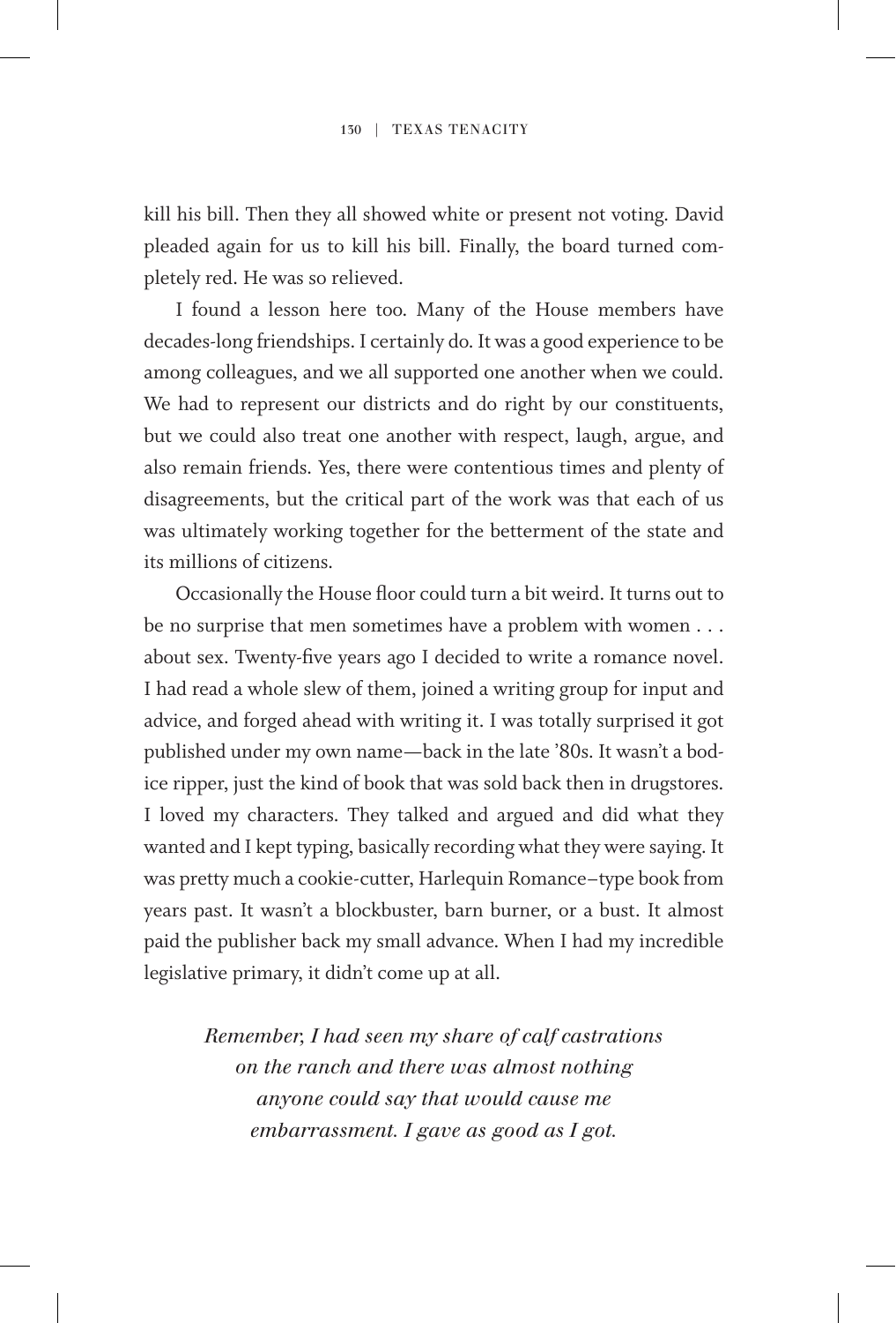kill his bill. Then they all showed white or present not voting. David pleaded again for us to kill his bill. Finally, the board turned completely red. He was so relieved.

I found a lesson here too. Many of the House members have decades-long friendships. I certainly do. It was a good experience to be among colleagues, and we all supported one another when we could. We had to represent our districts and do right by our constituents, but we could also treat one another with respect, laugh, argue, and also remain friends. Yes, there were contentious times and plenty of disagreements, but the critical part of the work was that each of us was ultimately working together for the betterment of the state and its millions of citizens.

Occasionally the House floor could turn a bit weird. It turns out to be no surprise that men sometimes have a problem with women . . . about sex. Twenty-five years ago I decided to write a romance novel. I had read a whole slew of them, joined a writing group for input and advice, and forged ahead with writing it. I was totally surprised it got published under my own name—back in the late '80s. It wasn't a bodice ripper, just the kind of book that was sold back then in drugstores. I loved my characters. They talked and argued and did what they wanted and I kept typing, basically recording what they were saying. It was pretty much a cookie-cutter, Harlequin Romance–type book from years past. It wasn't a blockbuster, barn burner, or a bust. It almost paid the publisher back my small advance. When I had my incredible legislative primary, it didn't come up at all.

*Remember, I had seen my share of calf castrations on the ranch and there was almost nothing anyone could say that would cause me embarrassment. I gave as good as I got.*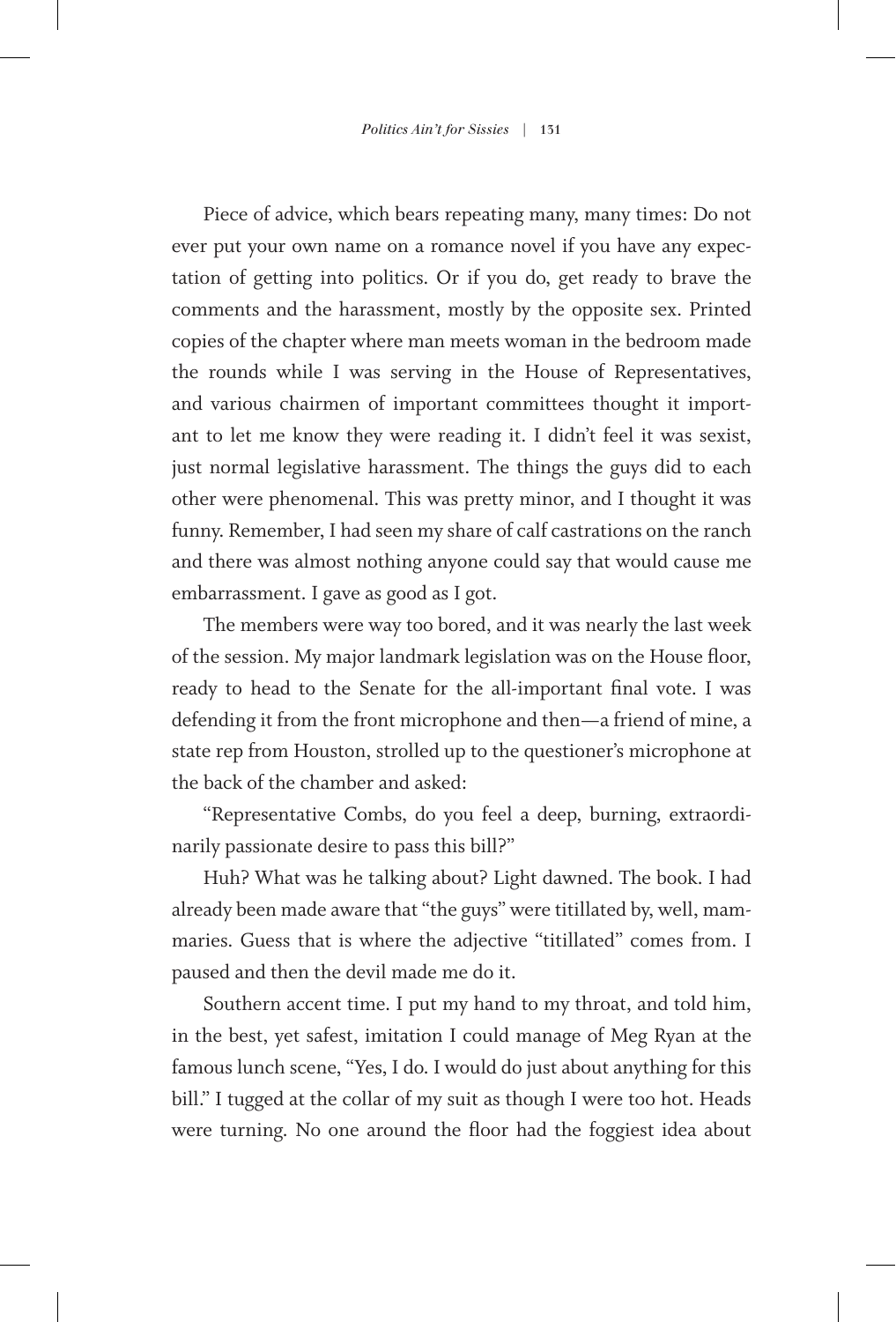Piece of advice, which bears repeating many, many times: Do not ever put your own name on a romance novel if you have any expectation of getting into politics. Or if you do, get ready to brave the comments and the harassment, mostly by the opposite sex. Printed copies of the chapter where man meets woman in the bedroom made the rounds while I was serving in the House of Representatives, and various chairmen of important committees thought it important to let me know they were reading it. I didn't feel it was sexist, just normal legislative harassment. The things the guys did to each other were phenomenal. This was pretty minor, and I thought it was funny. Remember, I had seen my share of calf castrations on the ranch and there was almost nothing anyone could say that would cause me embarrassment. I gave as good as I got.

The members were way too bored, and it was nearly the last week of the session. My major landmark legislation was on the House floor, ready to head to the Senate for the all-important final vote. I was defending it from the front microphone and then—a friend of mine, a state rep from Houston, strolled up to the questioner's microphone at the back of the chamber and asked:

"Representative Combs, do you feel a deep, burning, extraordinarily passionate desire to pass this bill?"

Huh? What was he talking about? Light dawned. The book. I had already been made aware that "the guys" were titillated by, well, mammaries. Guess that is where the adjective "titillated" comes from. I paused and then the devil made me do it.

Southern accent time. I put my hand to my throat, and told him, in the best, yet safest, imitation I could manage of Meg Ryan at the famous lunch scene, "Yes, I do. I would do just about anything for this bill." I tugged at the collar of my suit as though I were too hot. Heads were turning. No one around the floor had the foggiest idea about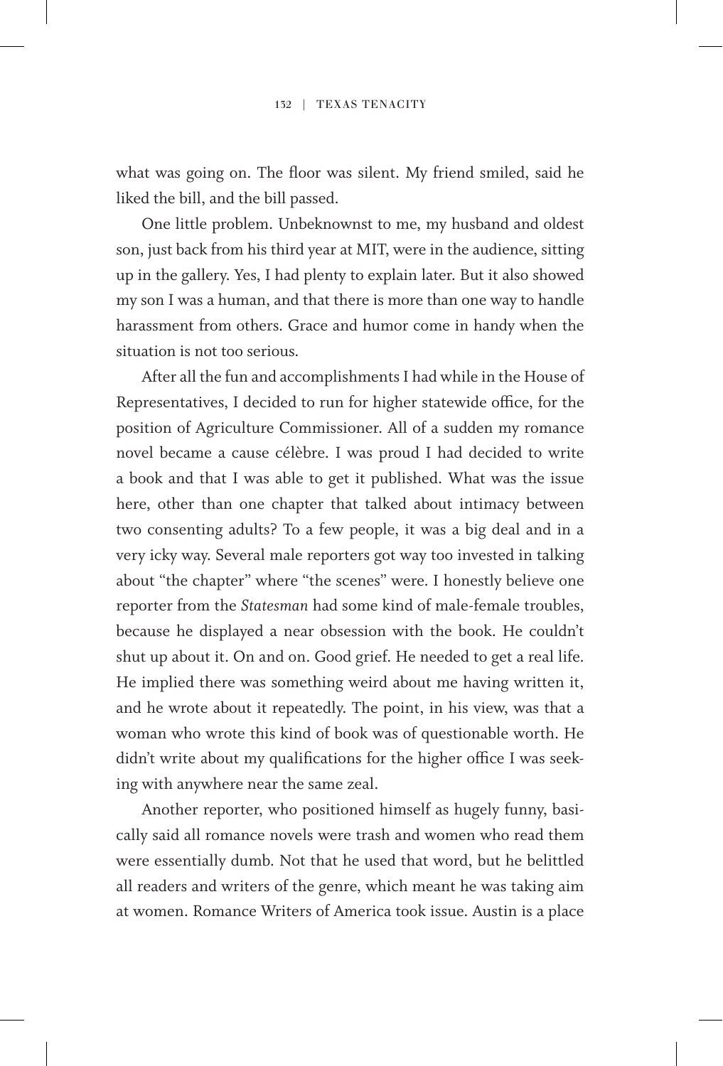what was going on. The floor was silent. My friend smiled, said he liked the bill, and the bill passed.

One little problem. Unbeknownst to me, my husband and oldest son, just back from his third year at MIT, were in the audience, sitting up in the gallery. Yes, I had plenty to explain later. But it also showed my son I was a human, and that there is more than one way to handle harassment from others. Grace and humor come in handy when the situation is not too serious.

After all the fun and accomplishments I had while in the House of Representatives, I decided to run for higher statewide office, for the position of Agriculture Commissioner. All of a sudden my romance novel became a cause célèbre. I was proud I had decided to write a book and that I was able to get it published. What was the issue here, other than one chapter that talked about intimacy between two consenting adults? To a few people, it was a big deal and in a very icky way. Several male reporters got way too invested in talking about "the chapter" where "the scenes" were. I honestly believe one reporter from the *Statesman* had some kind of male-female troubles, because he displayed a near obsession with the book. He couldn't shut up about it. On and on. Good grief. He needed to get a real life. He implied there was something weird about me having written it, and he wrote about it repeatedly. The point, in his view, was that a woman who wrote this kind of book was of questionable worth. He didn't write about my qualifications for the higher office I was seeking with anywhere near the same zeal.

Another reporter, who positioned himself as hugely funny, basically said all romance novels were trash and women who read them were essentially dumb. Not that he used that word, but he belittled all readers and writers of the genre, which meant he was taking aim at women. Romance Writers of America took issue. Austin is a place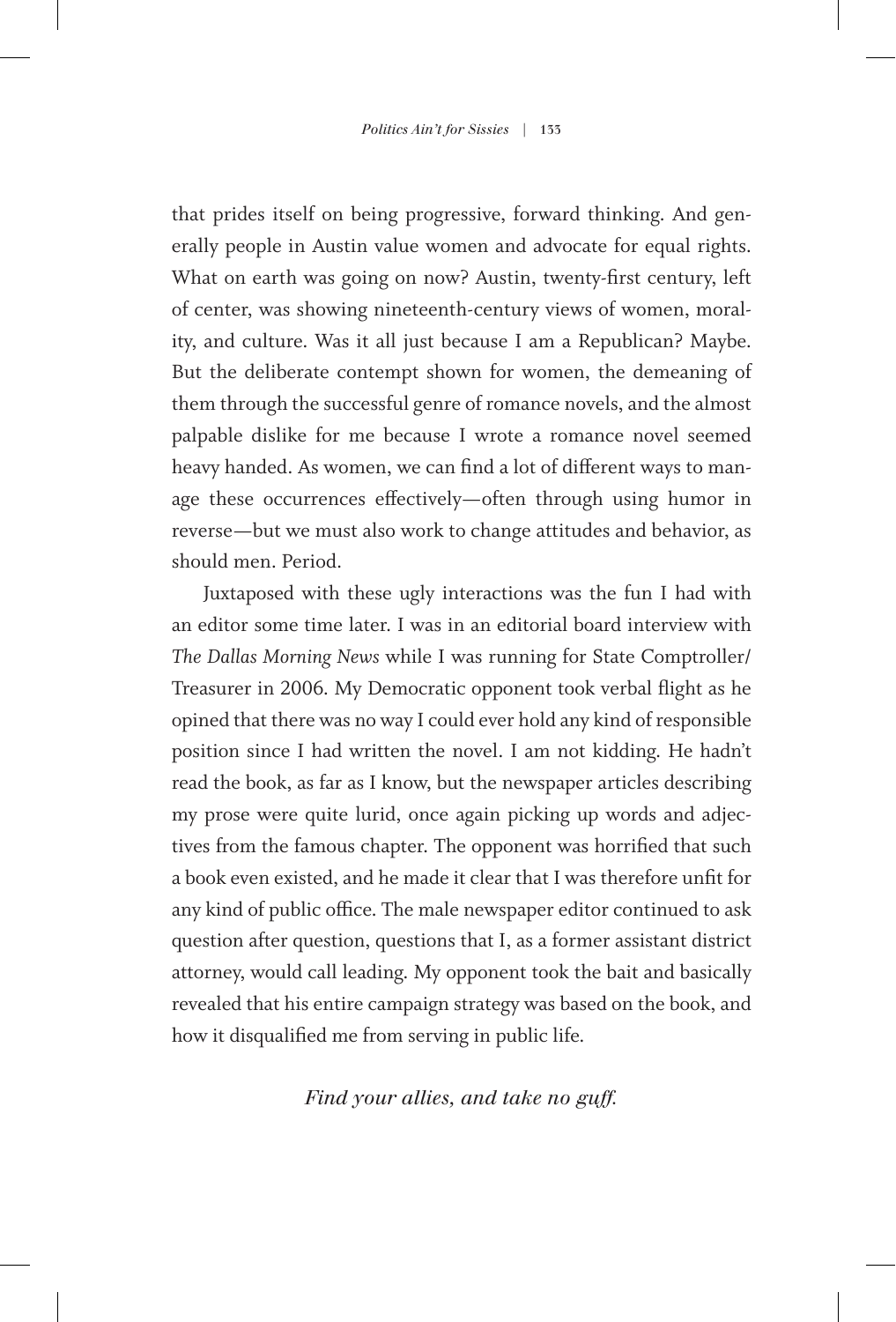that prides itself on being progressive, forward thinking. And generally people in Austin value women and advocate for equal rights. What on earth was going on now? Austin, twenty-first century, left of center, was showing nineteenth-century views of women, morality, and culture. Was it all just because I am a Republican? Maybe. But the deliberate contempt shown for women, the demeaning of them through the successful genre of romance novels, and the almost palpable dislike for me because I wrote a romance novel seemed heavy handed. As women, we can find a lot of different ways to manage these occurrences effectively—often through using humor in reverse—but we must also work to change attitudes and behavior, as should men. Period.

Juxtaposed with these ugly interactions was the fun I had with an editor some time later. I was in an editorial board interview with *The Dallas Morning News* while I was running for State Comptroller/Treasurer in 2006. My Democratic opponent took verbal flight as he opined that there was no way I could ever hold any kind of responsible position since I had written the novel. I am not kidding. He hadn't read the book, as far as I know, but the newspaper articles describing my prose were quite lurid, once again picking up words and adjectives from the famous chapter. The opponent was horrified that such a book even existed, and he made it clear that I was therefore unfit for any kind of public office. The male newspaper editor continued to ask question after question, questions that I, as a former assistant district attorney, would call leading. My opponent took the bait and basically revealed that his entire campaign strategy was based on the book, and how it disqualified me from serving in public life.

*Find your allies, and take no guff.*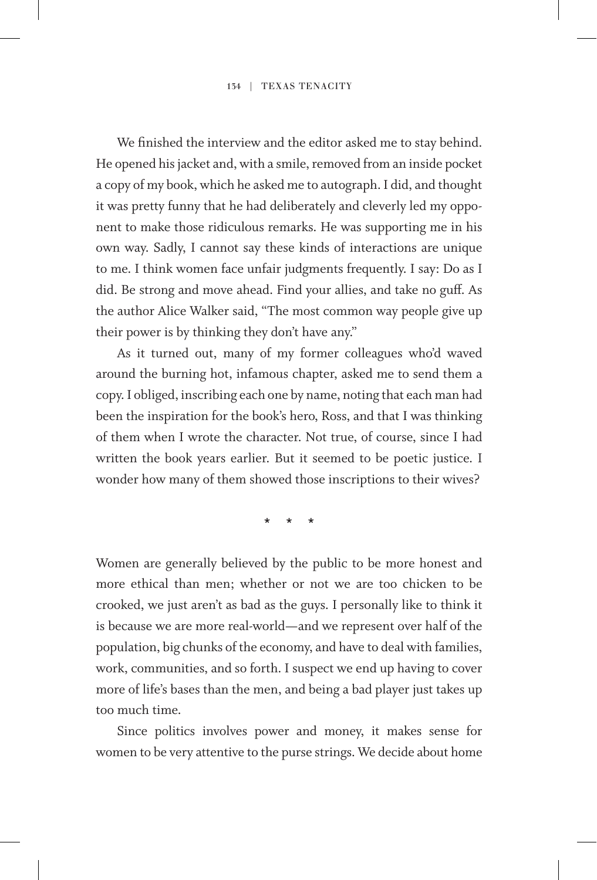We finished the interview and the editor asked me to stay behind. He opened his jacket and, with a smile, removed from an inside pocket a copy of my book, which he asked me to autograph. I did, and thought it was pretty funny that he had deliberately and cleverly led my opponent to make those ridiculous remarks. He was supporting me in his own way. Sadly, I cannot say these kinds of interactions are unique to me. I think women face unfair judgments frequently. I say: Do as I did. Be strong and move ahead. Find your allies, and take no guff. As the author Alice Walker said, "The most common way people give up their power is by thinking they don't have any."

As it turned out, many of my former colleagues who'd waved around the burning hot, infamous chapter, asked me to send them a copy. I obliged, inscribing each one by name, noting that each man had been the inspiration for the book's hero, Ross, and that I was thinking of them when I wrote the character. Not true, of course, since I had written the book years earlier. But it seemed to be poetic justice. I wonder how many of them showed those inscriptions to their wives?

\* \* \*

Women are generally believed by the public to be more honest and more ethical than men; whether or not we are too chicken to be crooked, we just aren't as bad as the guys. I personally like to think it is because we are more real-world—and we represent over half of the population, big chunks of the economy, and have to deal with families, work, communities, and so forth. I suspect we end up having to cover more of life's bases than the men, and being a bad player just takes up too much time.

Since politics involves power and money, it makes sense for women to be very attentive to the purse strings. We decide about home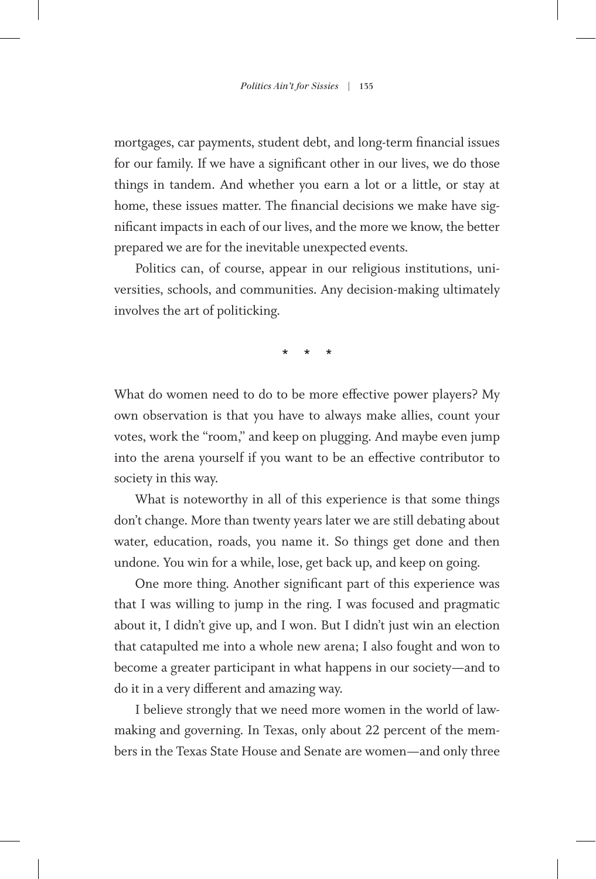mortgages, car payments, student debt, and long-term financial issues for our family. If we have a significant other in our lives, we do those things in tandem. And whether you earn a lot or a little, or stay at home, these issues matter. The financial decisions we make have significant impacts in each of our lives, and the more we know, the better prepared we are for the inevitable unexpected events.

Politics can, of course, appear in our religious institutions, universities, schools, and communities. Any decision-making ultimately involves the art of politicking.

\* \* \*

What do women need to do to be more effective power players? My own observation is that you have to always make allies, count your votes, work the "room," and keep on plugging. And maybe even jump into the arena yourself if you want to be an effective contributor to society in this way.

What is noteworthy in all of this experience is that some things don't change. More than twenty years later we are still debating about water, education, roads, you name it. So things get done and then undone. You win for a while, lose, get back up, and keep on going.

One more thing. Another significant part of this experience was that I was willing to jump in the ring. I was focused and pragmatic about it, I didn't give up, and I won. But I didn't just win an election that catapulted me into a whole new arena; I also fought and won to become a greater participant in what happens in our society—and to do it in a very different and amazing way.

I believe strongly that we need more women in the world of lawmaking and governing. In Texas, only about 22 percent of the members in the Texas State House and Senate are women—and only three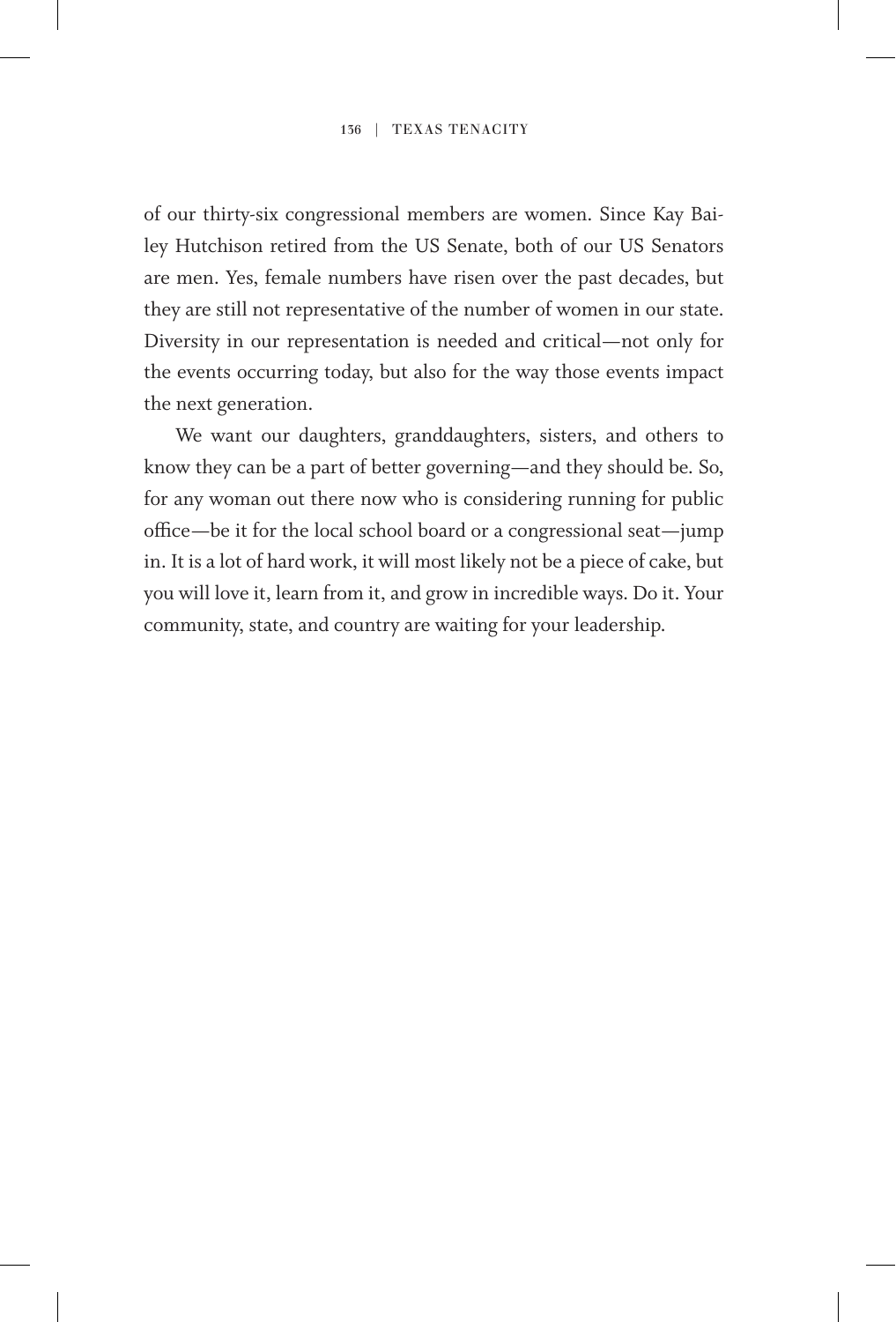of our thirty-six congressional members are women. Since Kay Bailey Hutchison retired from the US Senate, both of our US Senators are men. Yes, female numbers have risen over the past decades, but they are still not representative of the number of women in our state. Diversity in our representation is needed and critical—not only for the events occurring today, but also for the way those events impact the next generation.

We want our daughters, granddaughters, sisters, and others to know they can be a part of better governing—and they should be. So, for any woman out there now who is considering running for public office—be it for the local school board or a congressional seat—jump in. It is a lot of hard work, it will most likely not be a piece of cake, but you will love it, learn from it, and grow in incredible ways. Do it. Your community, state, and country are waiting for your leadership.